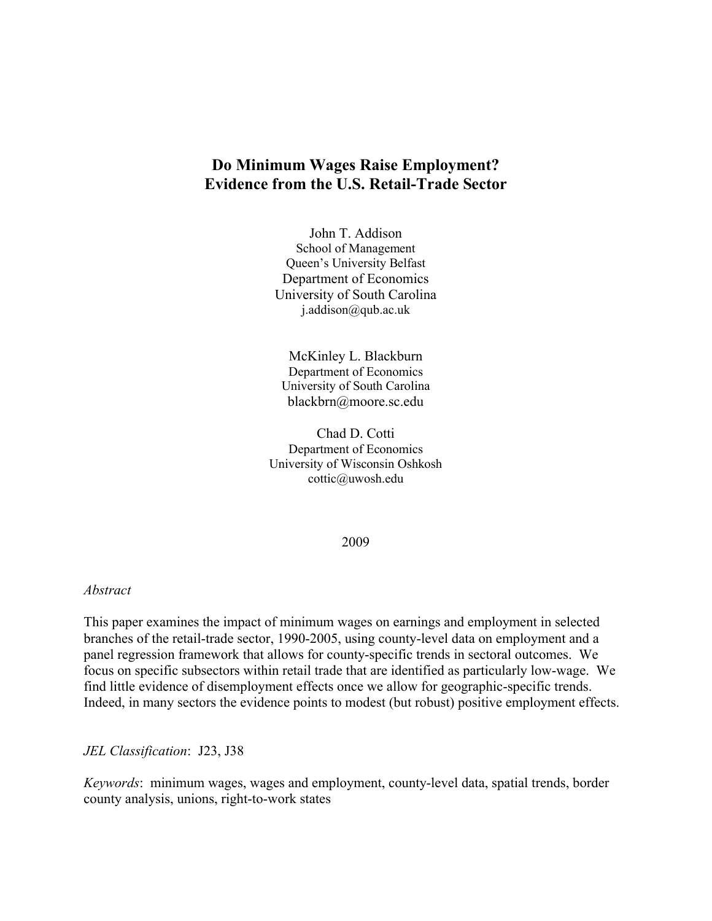# Do Minimum Wages Raise Employment? Evidence from the U.S. Retail-Trade Sector

John T. Addison
School of Management
Queen's University Belfast
Department of Economics
University of South Carolina
j.addison@qub.ac.uk

McKinley L. Blackburn
Department of Economics
University of South Carolina
blackbrn@moore.sc.edu

Chad D. Cotti
Department of Economics
University of Wisconsin Oshkosh
cottic@uwosh.edu

2009

*Abstract*

This paper examines the impact of minimum wages on earnings and employment in selected branches of the retail-trade sector, 1990-2005, using county-level data on employment and a panel regression framework that allows for county-specific trends in sectoral outcomes. We focus on specific subsectors within retail trade that are identified as particularly low-wage. We find little evidence of disemployment effects once we allow for geographic-specific trends. Indeed, in many sectors the evidence points to modest (but robust) positive employment effects.

*JEL Classification*: J23, J38

*Keywords*: minimum wages, wages and employment, county-level data, spatial trends, border county analysis, unions, right-to-work states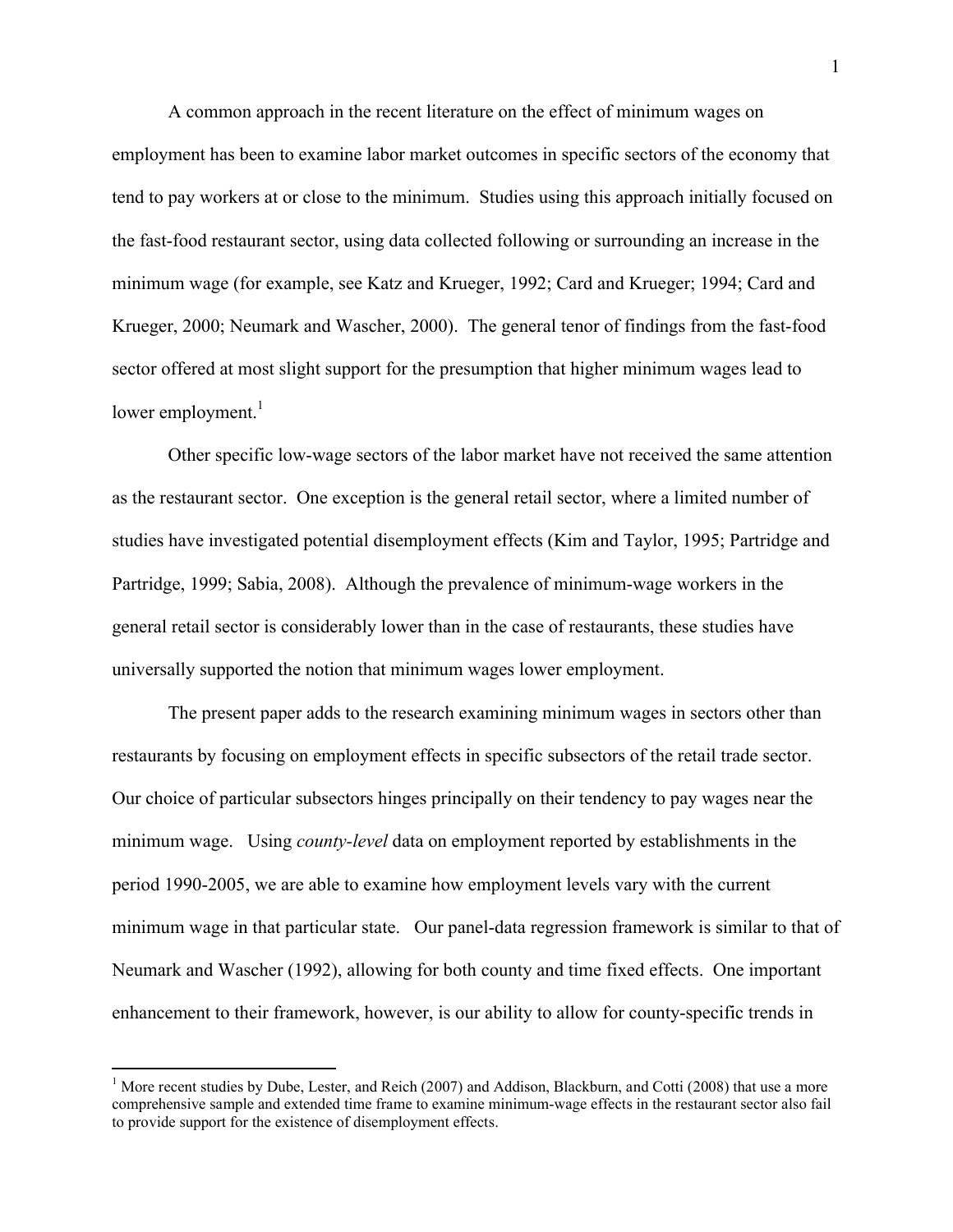A common approach in the recent literature on the effect of minimum wages on employment has been to examine labor market outcomes in specific sectors of the economy that tend to pay workers at or close to the minimum. Studies using this approach initially focused on the fast-food restaurant sector, using data collected following or surrounding an increase in the minimum wage (for example, see Katz and Krueger, 1992; Card and Krueger; 1994; Card and Krueger, 2000; Neumark and Wascher, 2000). The general tenor of findings from the fast-food sector offered at most slight support for the presumption that higher minimum wages lead to lower employment.[1]

Other specific low-wage sectors of the labor market have not received the same attention as the restaurant sector. One exception is the general retail sector, where a limited number of studies have investigated potential disemployment effects (Kim and Taylor, 1995; Partridge and Partridge, 1999; Sabia, 2008). Although the prevalence of minimum-wage workers in the general retail sector is considerably lower than in the case of restaurants, these studies have universally supported the notion that minimum wages lower employment.

The present paper adds to the research examining minimum wages in sectors other than restaurants by focusing on employment effects in specific subsectors of the retail trade sector. Our choice of particular subsectors hinges principally on their tendency to pay wages near the minimum wage. Using *county-level* data on employment reported by establishments in the period 1990-2005, we are able to examine how employment levels vary with the current minimum wage in that particular state. Our panel-data regression framework is similar to that of Neumark and Wascher (1992), allowing for both county and time fixed effects. One important enhancement to their framework, however, is our ability to allow for county-specific trends in

[1] More recent studies by Dube, Lester, and Reich (2007) and Addison, Blackburn, and Cotti (2008) that use a more comprehensive sample and extended time frame to examine minimum-wage effects in the restaurant sector also fail to provide support for the existence of disemployment effects.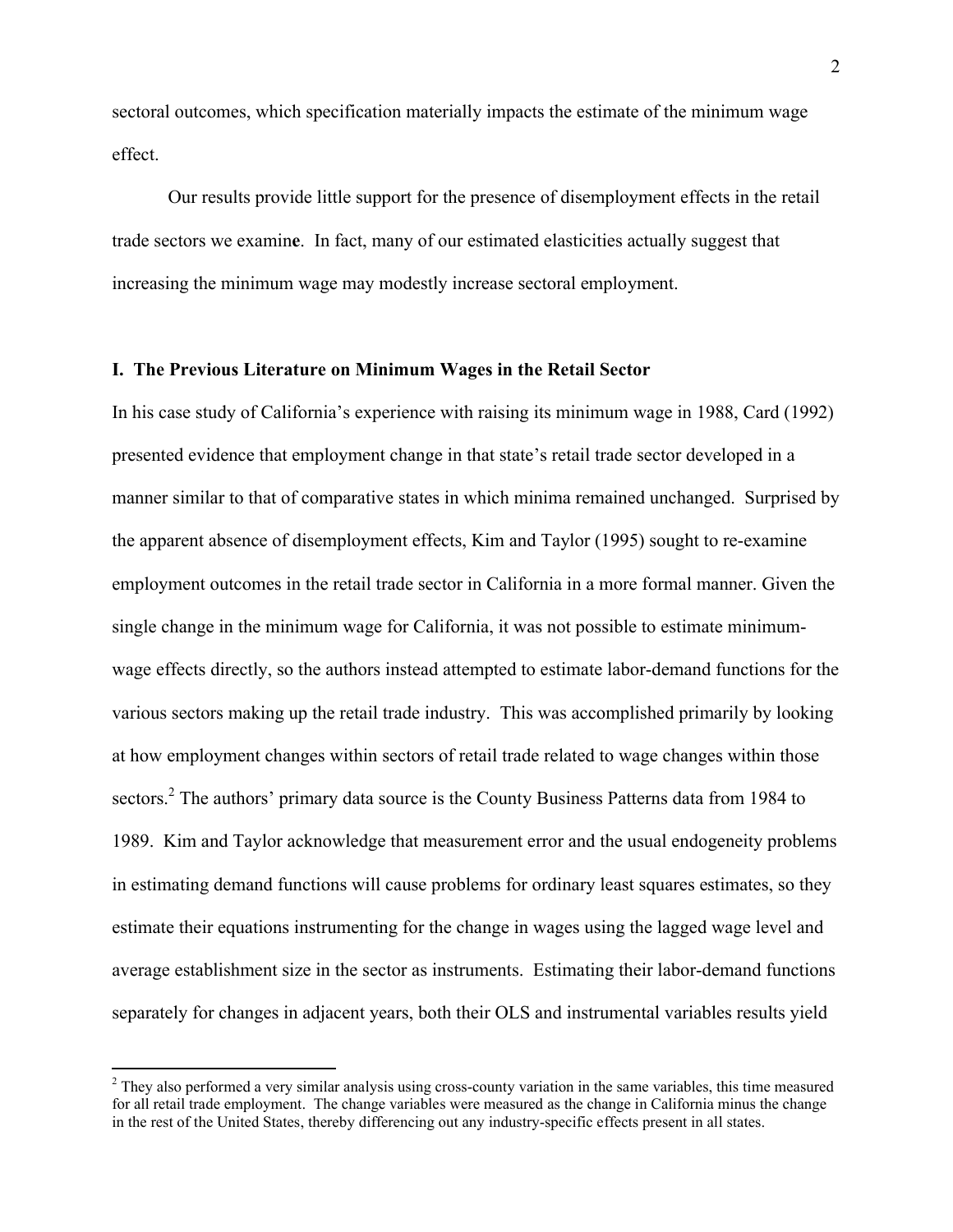sectoral outcomes, which specification materially impacts the estimate of the minimum wage effect.

Our results provide little support for the presence of disemployment effects in the retail trade sectors we examine. In fact, many of our estimated elasticities actually suggest that increasing the minimum wage may modestly increase sectoral employment.

## I. The Previous Literature on Minimum Wages in the Retail Sector

In his case study of California's experience with raising its minimum wage in 1988, Card (1992) presented evidence that employment change in that state's retail trade sector developed in a manner similar to that of comparative states in which minima remained unchanged. Surprised by the apparent absence of disemployment effects, Kim and Taylor (1995) sought to re-examine employment outcomes in the retail trade sector in California in a more formal manner. Given the single change in the minimum wage for California, it was not possible to estimate minimum-wage effects directly, so the authors instead attempted to estimate labor-demand functions for the various sectors making up the retail trade industry. This was accomplished primarily by looking at how employment changes within sectors of retail trade related to wage changes within those sectors.[2] The authors' primary data source is the County Business Patterns data from 1984 to 1989. Kim and Taylor acknowledge that measurement error and the usual endogeneity problems in estimating demand functions will cause problems for ordinary least squares estimates, so they estimate their equations instrumenting for the change in wages using the lagged wage level and average establishment size in the sector as instruments. Estimating their labor-demand functions separately for changes in adjacent years, both their OLS and instrumental variables results yield

[2] They also performed a very similar analysis using cross-county variation in the same variables, this time measured for all retail trade employment. The change variables were measured as the change in California minus the change in the rest of the United States, thereby differencing out any industry-specific effects present in all states.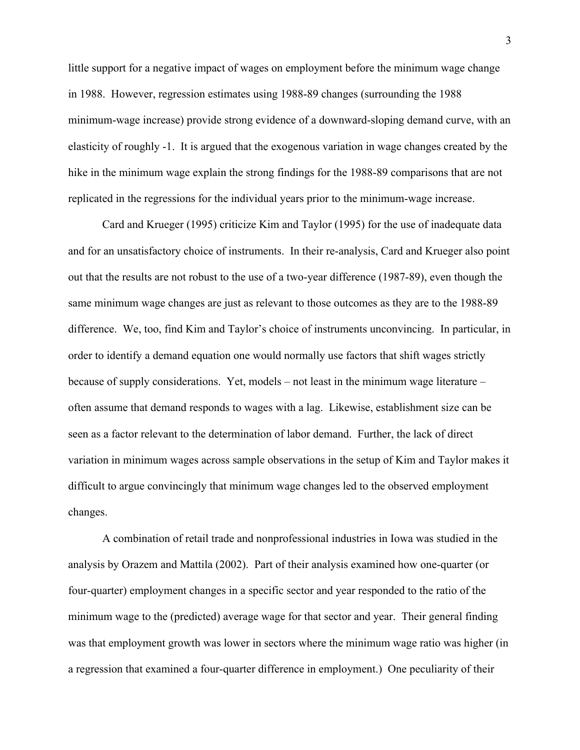little support for a negative impact of wages on employment before the minimum wage change in 1988. However, regression estimates using 1988-89 changes (surrounding the 1988 minimum-wage increase) provide strong evidence of a downward-sloping demand curve, with an elasticity of roughly -1. It is argued that the exogenous variation in wage changes created by the hike in the minimum wage explain the strong findings for the 1988-89 comparisons that are not replicated in the regressions for the individual years prior to the minimum-wage increase.

Card and Krueger (1995) criticize Kim and Taylor (1995) for the use of inadequate data and for an unsatisfactory choice of instruments. In their re-analysis, Card and Krueger also point out that the results are not robust to the use of a two-year difference (1987-89), even though the same minimum wage changes are just as relevant to those outcomes as they are to the 1988-89 difference. We, too, find Kim and Taylor's choice of instruments unconvincing. In particular, in order to identify a demand equation one would normally use factors that shift wages strictly because of supply considerations. Yet, models – not least in the minimum wage literature – often assume that demand responds to wages with a lag. Likewise, establishment size can be seen as a factor relevant to the determination of labor demand. Further, the lack of direct variation in minimum wages across sample observations in the setup of Kim and Taylor makes it difficult to argue convincingly that minimum wage changes led to the observed employment changes.

A combination of retail trade and nonprofessional industries in Iowa was studied in the analysis by Orazem and Mattila (2002). Part of their analysis examined how one-quarter (or four-quarter) employment changes in a specific sector and year responded to the ratio of the minimum wage to the (predicted) average wage for that sector and year. Their general finding was that employment growth was lower in sectors where the minimum wage ratio was higher (in a regression that examined a four-quarter difference in employment.) One peculiarity of their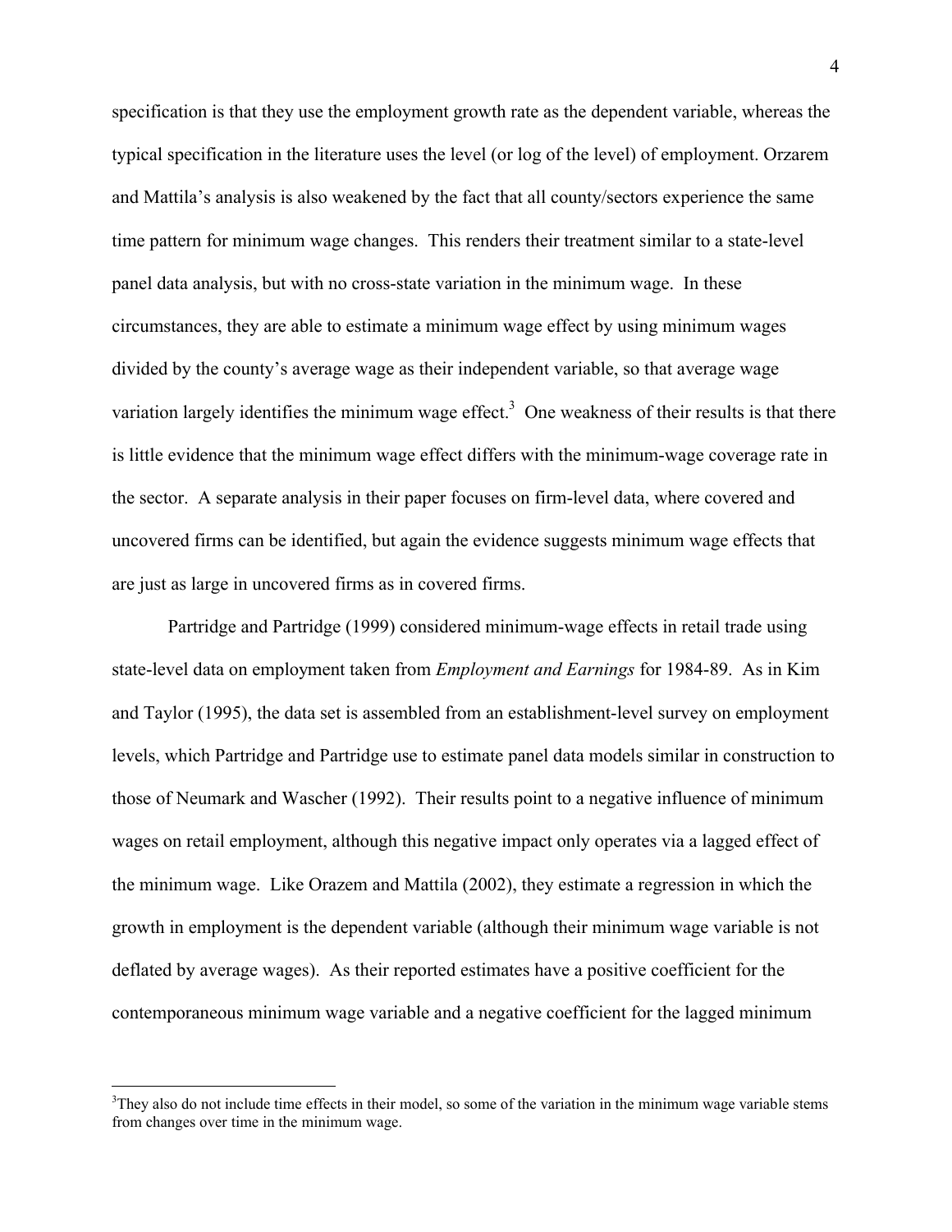specification is that they use the employment growth rate as the dependent variable, whereas the typical specification in the literature uses the level (or log of the level) of employment. Orzarem and Mattila's analysis is also weakened by the fact that all county/sectors experience the same time pattern for minimum wage changes. This renders their treatment similar to a state-level panel data analysis, but with no cross-state variation in the minimum wage. In these circumstances, they are able to estimate a minimum wage effect by using minimum wages divided by the county's average wage as their independent variable, so that average wage variation largely identifies the minimum wage effect.[3] One weakness of their results is that there is little evidence that the minimum wage effect differs with the minimum-wage coverage rate in the sector. A separate analysis in their paper focuses on firm-level data, where covered and uncovered firms can be identified, but again the evidence suggests minimum wage effects that are just as large in uncovered firms as in covered firms.

Partridge and Partridge (1999) considered minimum-wage effects in retail trade using state-level data on employment taken from *Employment and Earnings* for 1984-89. As in Kim and Taylor (1995), the data set is assembled from an establishment-level survey on employment levels, which Partridge and Partridge use to estimate panel data models similar in construction to those of Neumark and Wascher (1992). Their results point to a negative influence of minimum wages on retail employment, although this negative impact only operates via a lagged effect of the minimum wage. Like Orazem and Mattila (2002), they estimate a regression in which the growth in employment is the dependent variable (although their minimum wage variable is not deflated by average wages). As their reported estimates have a positive coefficient for the contemporaneous minimum wage variable and a negative coefficient for the lagged minimum

---

[3]They also do not include time effects in their model, so some of the variation in the minimum wage variable stems from changes over time in the minimum wage.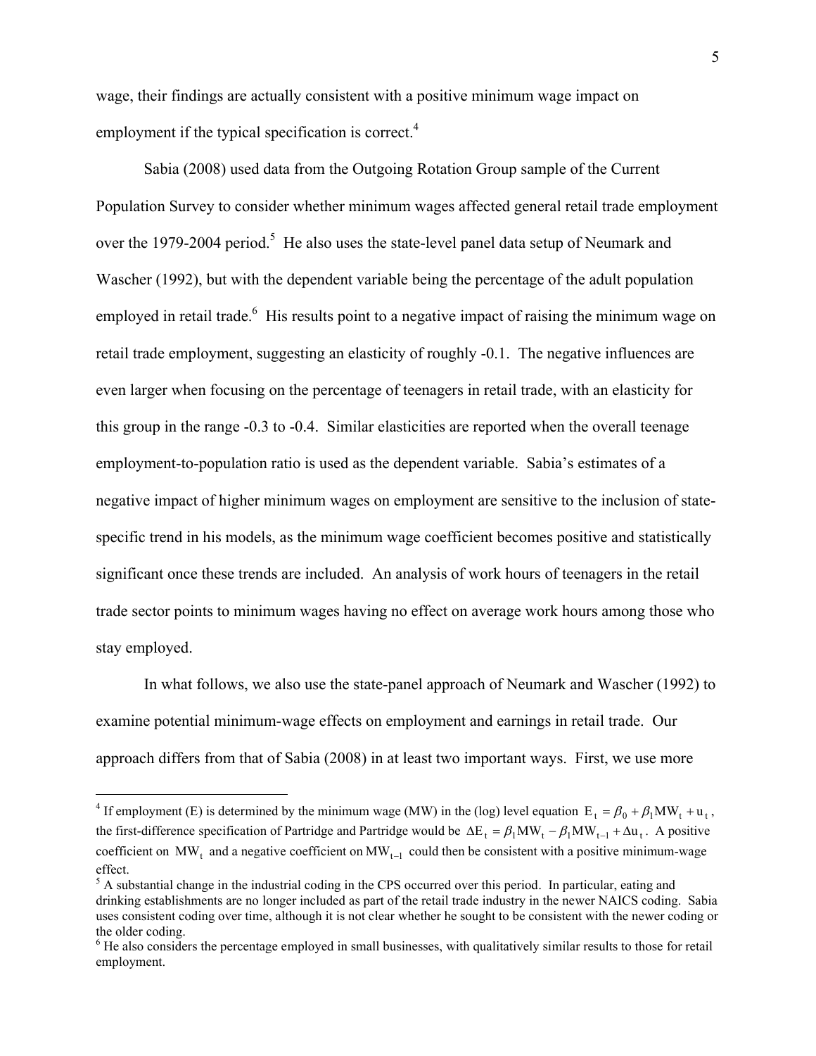wage, their findings are actually consistent with a positive minimum wage impact on employment if the typical specification is correct.[4]

Sabia (2008) used data from the Outgoing Rotation Group sample of the Current Population Survey to consider whether minimum wages affected general retail trade employment over the 1979-2004 period.[5] He also uses the state-level panel data setup of Neumark and Wascher (1992), but with the dependent variable being the percentage of the adult population employed in retail trade.[6] His results point to a negative impact of raising the minimum wage on retail trade employment, suggesting an elasticity of roughly -0.1. The negative influences are even larger when focusing on the percentage of teenagers in retail trade, with an elasticity for this group in the range -0.3 to -0.4. Similar elasticities are reported when the overall teenage employment-to-population ratio is used as the dependent variable. Sabia's estimates of a negative impact of higher minimum wages on employment are sensitive to the inclusion of state-specific trend in his models, as the minimum wage coefficient becomes positive and statistically significant once these trends are included. An analysis of work hours of teenagers in the retail trade sector points to minimum wages having no effect on average work hours among those who stay employed.

In what follows, we also use the state-panel approach of Neumark and Wascher (1992) to examine potential minimum-wage effects on employment and earnings in retail trade. Our approach differs from that of Sabia (2008) in at least two important ways. First, we use more

---

[4] If employment (E) is determined by the minimum wage (MW) in the (log) level equation $E_t = \beta_0 + \beta_1 MW_t + u_t$, the first-difference specification of Partridge and Partridge would be $\Delta E_t = \beta_1 MW_t - \beta_1 MW_{t-1} + \Delta u_t$. A positive coefficient on $MW_t$ and a negative coefficient on $MW_{t-1}$ could then be consistent with a positive minimum-wage effect.

[5] A substantial change in the industrial coding in the CPS occurred over this period. In particular, eating and drinking establishments are no longer included as part of the retail trade industry in the newer NAICS coding. Sabia uses consistent coding over time, although it is not clear whether he sought to be consistent with the newer coding or the older coding.

[6] He also considers the percentage employed in small businesses, with qualitatively similar results to those for retail employment.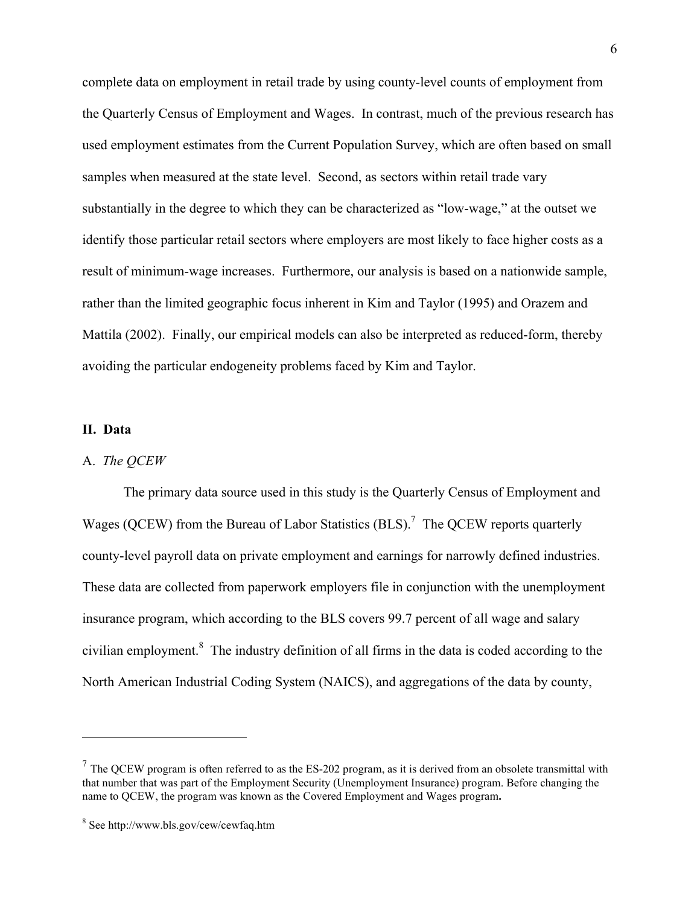complete data on employment in retail trade by using county-level counts of employment from the Quarterly Census of Employment and Wages. In contrast, much of the previous research has used employment estimates from the Current Population Survey, which are often based on small samples when measured at the state level. Second, as sectors within retail trade vary substantially in the degree to which they can be characterized as "low-wage," at the outset we identify those particular retail sectors where employers are most likely to face higher costs as a result of minimum-wage increases. Furthermore, our analysis is based on a nationwide sample, rather than the limited geographic focus inherent in Kim and Taylor (1995) and Orazem and Mattila (2002). Finally, our empirical models can also be interpreted as reduced-form, thereby avoiding the particular endogeneity problems faced by Kim and Taylor.

## II. Data

### A. *The QCEW*

The primary data source used in this study is the Quarterly Census of Employment and Wages (QCEW) from the Bureau of Labor Statistics (BLS).[7] The QCEW reports quarterly county-level payroll data on private employment and earnings for narrowly defined industries. These data are collected from paperwork employers file in conjunction with the unemployment insurance program, which according to the BLS covers 99.7 percent of all wage and salary civilian employment.[8] The industry definition of all firms in the data is coded according to the North American Industrial Coding System (NAICS), and aggregations of the data by county,

---

[7] The QCEW program is often referred to as the ES-202 program, as it is derived from an obsolete transmittal with that number that was part of the Employment Security (Unemployment Insurance) program. Before changing the name to QCEW, the program was known as the Covered Employment and Wages program**.**

[8] See http://www.bls.gov/cew/cewfaq.htm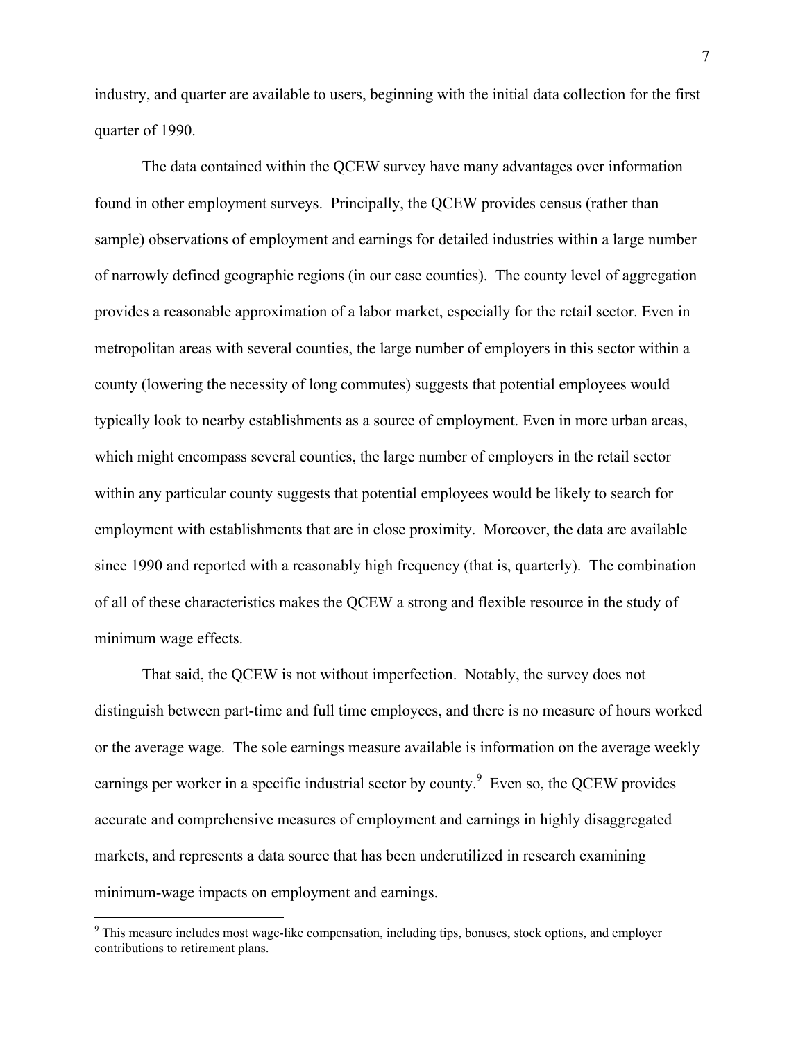industry, and quarter are available to users, beginning with the initial data collection for the first quarter of 1990.

The data contained within the QCEW survey have many advantages over information found in other employment surveys. Principally, the QCEW provides census (rather than sample) observations of employment and earnings for detailed industries within a large number of narrowly defined geographic regions (in our case counties). The county level of aggregation provides a reasonable approximation of a labor market, especially for the retail sector. Even in metropolitan areas with several counties, the large number of employers in this sector within a county (lowering the necessity of long commutes) suggests that potential employees would typically look to nearby establishments as a source of employment. Even in more urban areas, which might encompass several counties, the large number of employers in the retail sector within any particular county suggests that potential employees would be likely to search for employment with establishments that are in close proximity. Moreover, the data are available since 1990 and reported with a reasonably high frequency (that is, quarterly). The combination of all of these characteristics makes the QCEW a strong and flexible resource in the study of minimum wage effects.

That said, the QCEW is not without imperfection. Notably, the survey does not distinguish between part-time and full time employees, and there is no measure of hours worked or the average wage. The sole earnings measure available is information on the average weekly earnings per worker in a specific industrial sector by county.[9] Even so, the QCEW provides accurate and comprehensive measures of employment and earnings in highly disaggregated markets, and represents a data source that has been underutilized in research examining minimum-wage impacts on employment and earnings.

[9] This measure includes most wage-like compensation, including tips, bonuses, stock options, and employer contributions to retirement plans.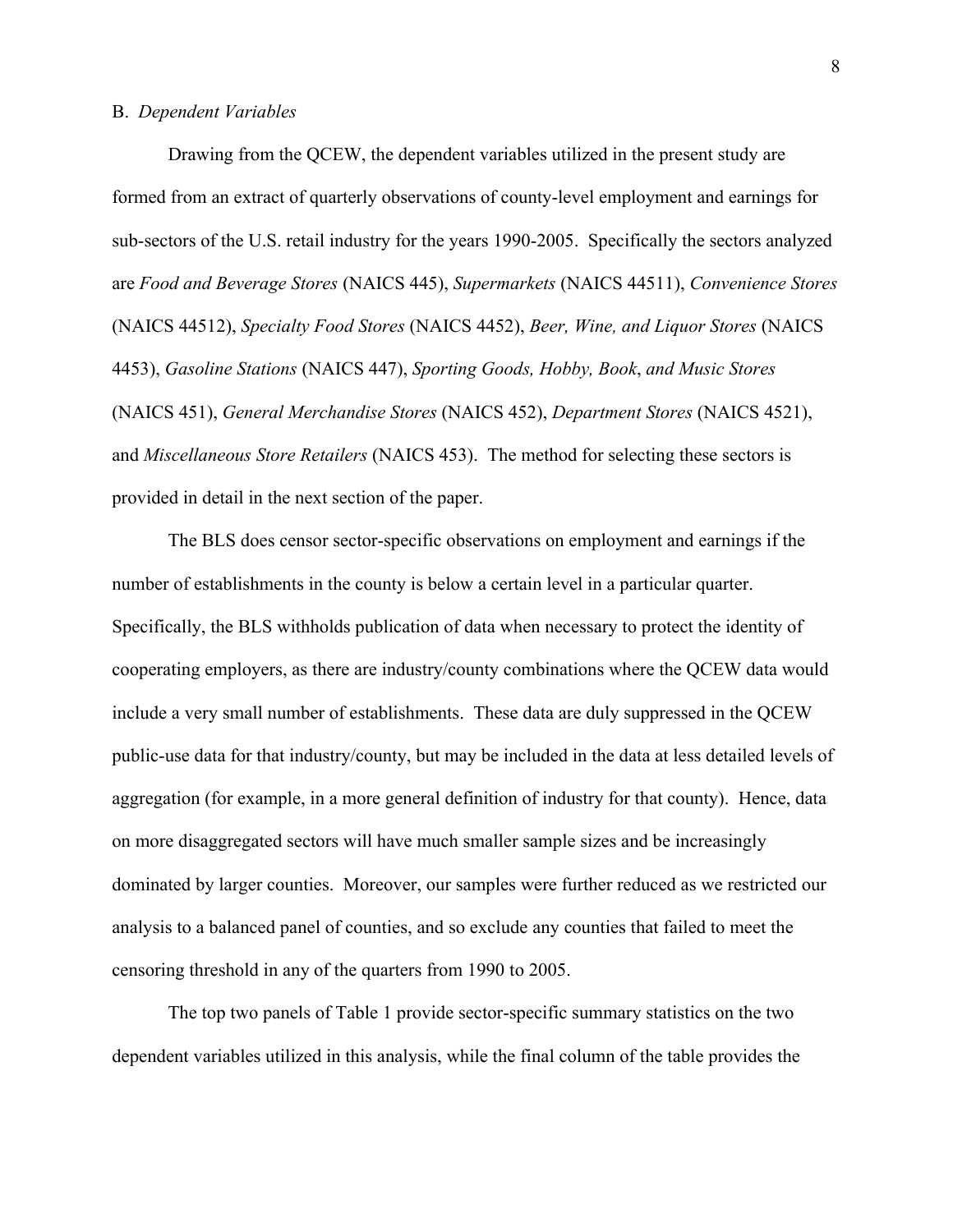### B. *Dependent Variables*

Drawing from the QCEW, the dependent variables utilized in the present study are formed from an extract of quarterly observations of county-level employment and earnings for sub-sectors of the U.S. retail industry for the years 1990-2005. Specifically the sectors analyzed are *Food and Beverage Stores* (NAICS 445), *Supermarkets* (NAICS 44511), *Convenience Stores* (NAICS 44512), *Specialty Food Stores* (NAICS 4452), *Beer, Wine, and Liquor Stores* (NAICS 4453), *Gasoline Stations* (NAICS 447), *Sporting Goods, Hobby, Book*, *and Music Stores* (NAICS 451), *General Merchandise Stores* (NAICS 452), *Department Stores* (NAICS 4521), and *Miscellaneous Store Retailers* (NAICS 453). The method for selecting these sectors is provided in detail in the next section of the paper.

The BLS does censor sector-specific observations on employment and earnings if the number of establishments in the county is below a certain level in a particular quarter. Specifically, the BLS withholds publication of data when necessary to protect the identity of cooperating employers, as there are industry/county combinations where the QCEW data would include a very small number of establishments. These data are duly suppressed in the QCEW public-use data for that industry/county, but may be included in the data at less detailed levels of aggregation (for example, in a more general definition of industry for that county). Hence, data on more disaggregated sectors will have much smaller sample sizes and be increasingly dominated by larger counties. Moreover, our samples were further reduced as we restricted our analysis to a balanced panel of counties, and so exclude any counties that failed to meet the censoring threshold in any of the quarters from 1990 to 2005.

The top two panels of Table 1 provide sector-specific summary statistics on the two dependent variables utilized in this analysis, while the final column of the table provides the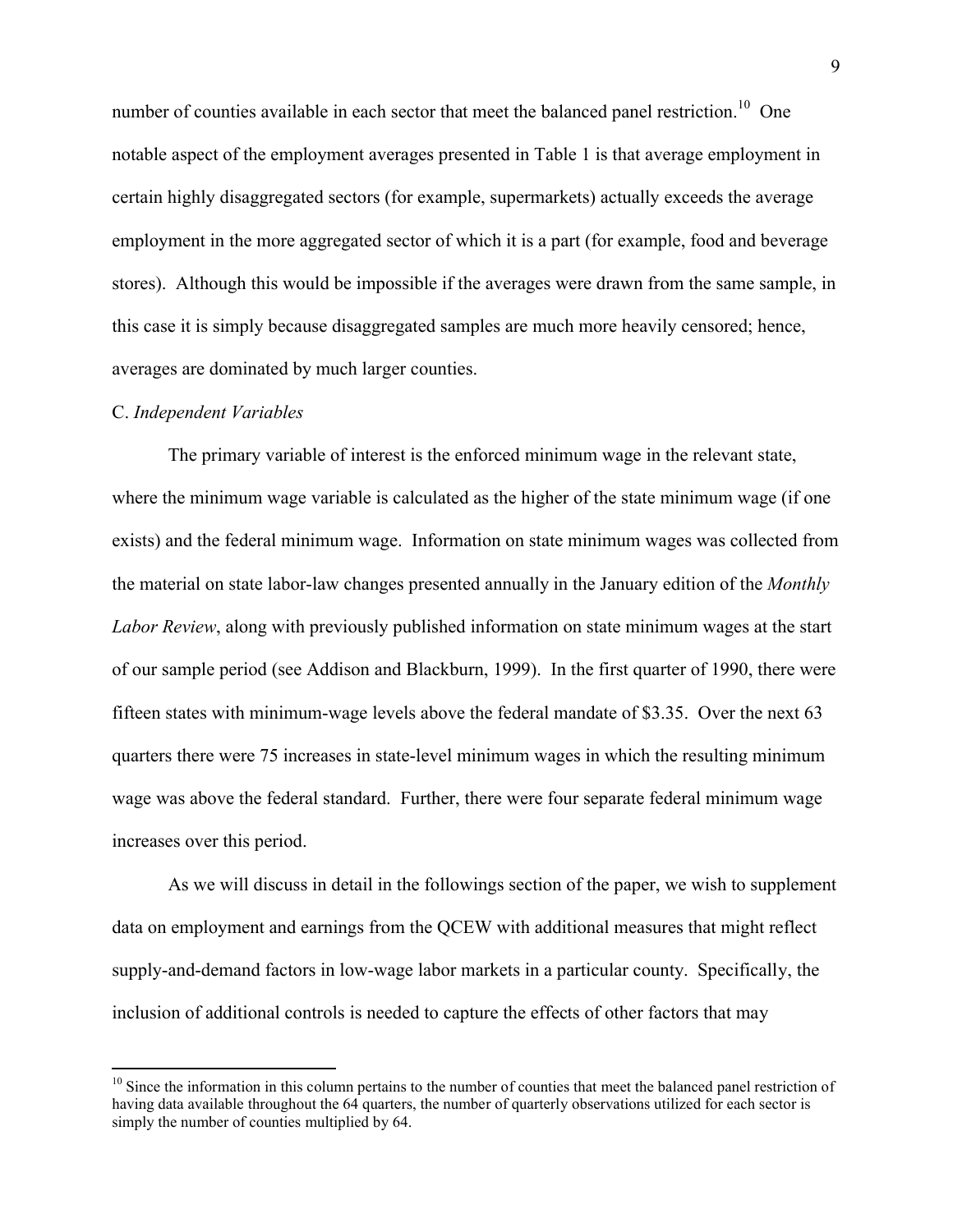number of counties available in each sector that meet the balanced panel restriction.[10] One notable aspect of the employment averages presented in Table 1 is that average employment in certain highly disaggregated sectors (for example, supermarkets) actually exceeds the average employment in the more aggregated sector of which it is a part (for example, food and beverage stores). Although this would be impossible if the averages were drawn from the same sample, in this case it is simply because disaggregated samples are much more heavily censored; hence, averages are dominated by much larger counties.

C. *Independent Variables*

The primary variable of interest is the enforced minimum wage in the relevant state, where the minimum wage variable is calculated as the higher of the state minimum wage (if one exists) and the federal minimum wage. Information on state minimum wages was collected from the material on state labor-law changes presented annually in the January edition of the *Monthly Labor Review*, along with previously published information on state minimum wages at the start of our sample period (see Addison and Blackburn, 1999). In the first quarter of 1990, there were fifteen states with minimum-wage levels above the federal mandate of $3.35. Over the next 63 quarters there were 75 increases in state-level minimum wages in which the resulting minimum wage was above the federal standard. Further, there were four separate federal minimum wage increases over this period.

As we will discuss in detail in the followings section of the paper, we wish to supplement data on employment and earnings from the QCEW with additional measures that might reflect supply-and-demand factors in low-wage labor markets in a particular county. Specifically, the inclusion of additional controls is needed to capture the effects of other factors that may

[10] Since the information in this column pertains to the number of counties that meet the balanced panel restriction of having data available throughout the 64 quarters, the number of quarterly observations utilized for each sector is simply the number of counties multiplied by 64.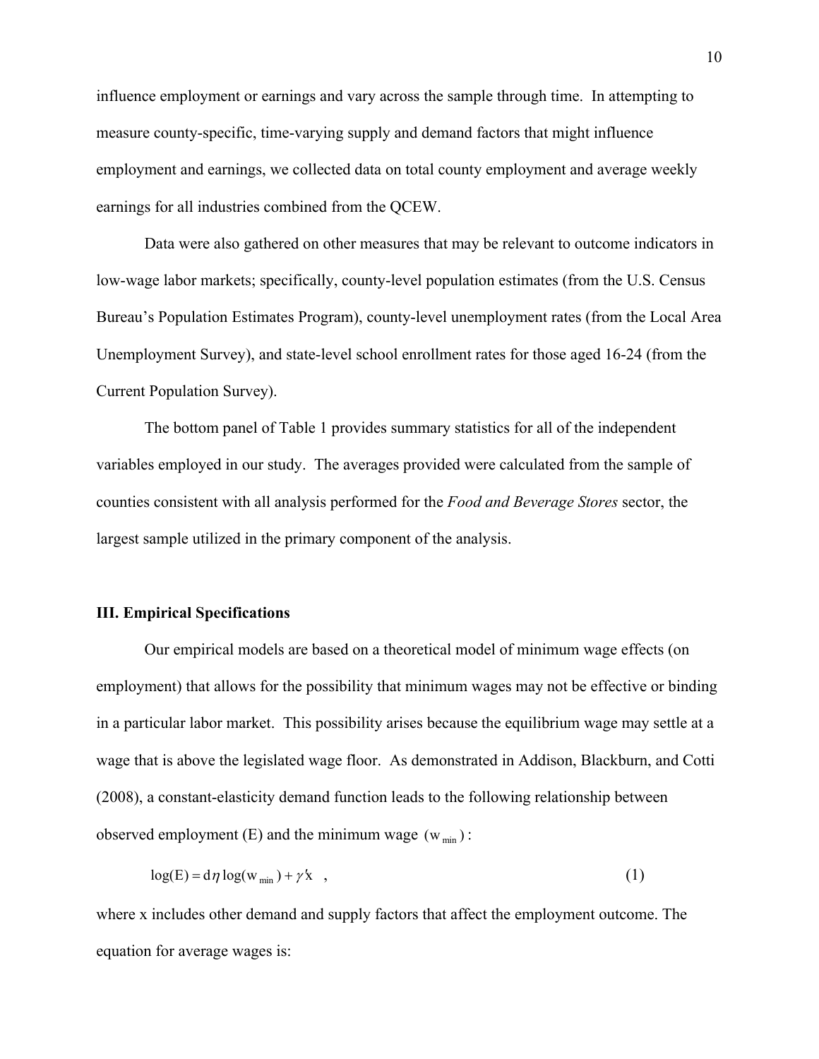influence employment or earnings and vary across the sample through time. In attempting to measure county-specific, time-varying supply and demand factors that might influence employment and earnings, we collected data on total county employment and average weekly earnings for all industries combined from the QCEW.

Data were also gathered on other measures that may be relevant to outcome indicators in low-wage labor markets; specifically, county-level population estimates (from the U.S. Census Bureau's Population Estimates Program), county-level unemployment rates (from the Local Area Unemployment Survey), and state-level school enrollment rates for those aged 16-24 (from the Current Population Survey).

The bottom panel of Table 1 provides summary statistics for all of the independent variables employed in our study. The averages provided were calculated from the sample of counties consistent with all analysis performed for the *Food and Beverage Stores* sector, the largest sample utilized in the primary component of the analysis.

**III. Empirical Specifications**

Our empirical models are based on a theoretical model of minimum wage effects (on employment) that allows for the possibility that minimum wages may not be effective or binding in a particular labor market. This possibility arises because the equilibrium wage may settle at a wage that is above the legislated wage floor. As demonstrated in Addison, Blackburn, and Cotti (2008), a constant-elasticity demand function leads to the following relationship between observed employment (E) and the minimum wage $(w_{min})$:

$$\log(E) = d\eta \log(w_{min}) + \gamma' x \quad , \tag{1}$$

where x includes other demand and supply factors that affect the employment outcome. The equation for average wages is: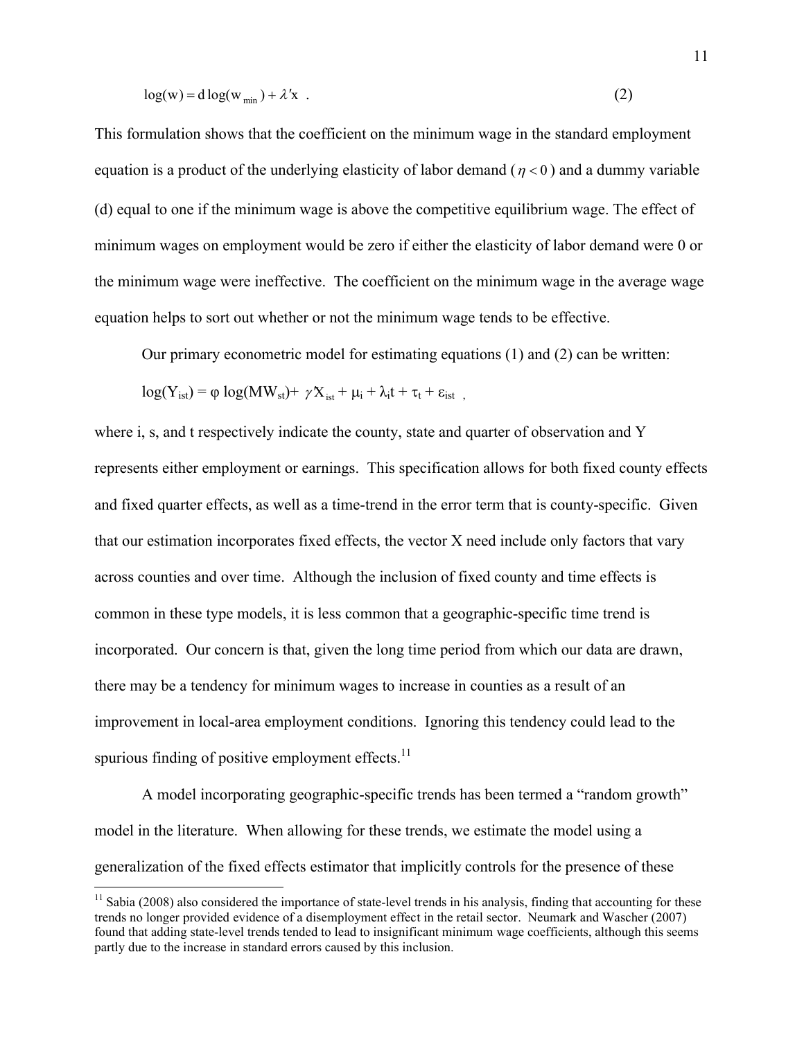$$\log(\mathrm{w}) = \mathrm{d}\log(\mathrm{w}_{\min}) + \lambda'\mathrm{x} \quad . \tag{2}$$

This formulation shows that the coefficient on the minimum wage in the standard employment equation is a product of the underlying elasticity of labor demand ($\eta < 0$) and a dummy variable (d) equal to one if the minimum wage is above the competitive equilibrium wage. The effect of minimum wages on employment would be zero if either the elasticity of labor demand were 0 or the minimum wage were ineffective. The coefficient on the minimum wage in the average wage equation helps to sort out whether or not the minimum wage tends to be effective.

Our primary econometric model for estimating equations (1) and (2) can be written:

$$\log(Y_{ist}) = \varphi \log(MW_{st}) + \gamma' X_{ist} + \mu_i + \lambda_i t + \tau_t + \varepsilon_{ist} \quad ,$$

where i, s, and t respectively indicate the county, state and quarter of observation and Y represents either employment or earnings. This specification allows for both fixed county effects and fixed quarter effects, as well as a time-trend in the error term that is county-specific. Given that our estimation incorporates fixed effects, the vector X need include only factors that vary across counties and over time. Although the inclusion of fixed county and time effects is common in these type models, it is less common that a geographic-specific time trend is incorporated. Our concern is that, given the long time period from which our data are drawn, there may be a tendency for minimum wages to increase in counties as a result of an improvement in local-area employment conditions. Ignoring this tendency could lead to the spurious finding of positive employment effects.[11]

A model incorporating geographic-specific trends has been termed a "random growth" model in the literature. When allowing for these trends, we estimate the model using a generalization of the fixed effects estimator that implicitly controls for the presence of these

[11] Sabia (2008) also considered the importance of state-level trends in his analysis, finding that accounting for these trends no longer provided evidence of a disemployment effect in the retail sector. Neumark and Wascher (2007) found that adding state-level trends tended to lead to insignificant minimum wage coefficients, although this seems partly due to the increase in standard errors caused by this inclusion.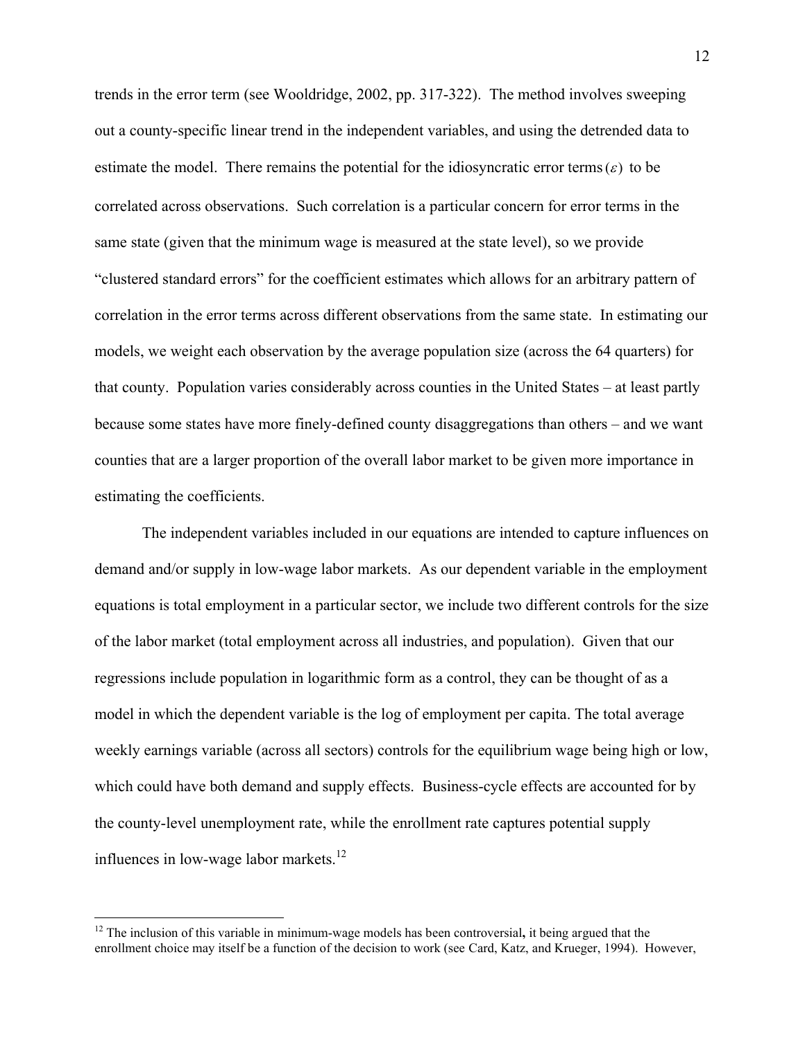trends in the error term (see Wooldridge, 2002, pp. 317-322). The method involves sweeping out a county-specific linear trend in the independent variables, and using the detrended data to estimate the model. There remains the potential for the idiosyncratic error terms $(\varepsilon)$ to be correlated across observations. Such correlation is a particular concern for error terms in the same state (given that the minimum wage is measured at the state level), so we provide "clustered standard errors" for the coefficient estimates which allows for an arbitrary pattern of correlation in the error terms across different observations from the same state. In estimating our models, we weight each observation by the average population size (across the 64 quarters) for that county. Population varies considerably across counties in the United States – at least partly because some states have more finely-defined county disaggregations than others – and we want counties that are a larger proportion of the overall labor market to be given more importance in estimating the coefficients.

The independent variables included in our equations are intended to capture influences on demand and/or supply in low-wage labor markets. As our dependent variable in the employment equations is total employment in a particular sector, we include two different controls for the size of the labor market (total employment across all industries, and population). Given that our regressions include population in logarithmic form as a control, they can be thought of as a model in which the dependent variable is the log of employment per capita. The total average weekly earnings variable (across all sectors) controls for the equilibrium wage being high or low, which could have both demand and supply effects. Business-cycle effects are accounted for by the county-level unemployment rate, while the enrollment rate captures potential supply influences in low-wage labor markets.[12]

[12] The inclusion of this variable in minimum-wage models has been controversial**,** it being argued that the enrollment choice may itself be a function of the decision to work (see Card, Katz, and Krueger, 1994). However,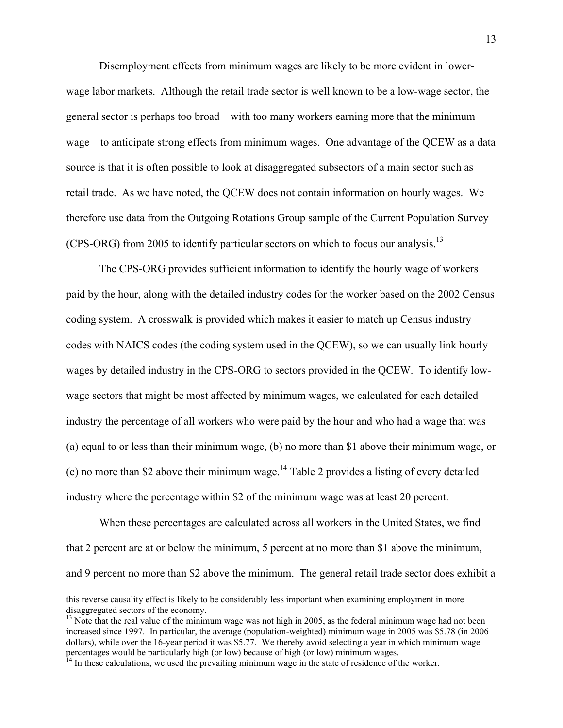Disemployment effects from minimum wages are likely to be more evident in lower-wage labor markets. Although the retail trade sector is well known to be a low-wage sector, the general sector is perhaps too broad – with too many workers earning more that the minimum wage – to anticipate strong effects from minimum wages. One advantage of the QCEW as a data source is that it is often possible to look at disaggregated subsectors of a main sector such as retail trade. As we have noted, the QCEW does not contain information on hourly wages. We therefore use data from the Outgoing Rotations Group sample of the Current Population Survey (CPS-ORG) from 2005 to identify particular sectors on which to focus our analysis.[13]

The CPS-ORG provides sufficient information to identify the hourly wage of workers paid by the hour, along with the detailed industry codes for the worker based on the 2002 Census coding system. A crosswalk is provided which makes it easier to match up Census industry codes with NAICS codes (the coding system used in the QCEW), so we can usually link hourly wages by detailed industry in the CPS-ORG to sectors provided in the QCEW. To identify low-wage sectors that might be most affected by minimum wages, we calculated for each detailed industry the percentage of all workers who were paid by the hour and who had a wage that was (a) equal to or less than their minimum wage, (b) no more than \$1 above their minimum wage, or (c) no more than \$2 above their minimum wage.[14] Table 2 provides a listing of every detailed industry where the percentage within \$2 of the minimum wage was at least 20 percent.

When these percentages are calculated across all workers in the United States, we find that 2 percent are at or below the minimum, 5 percent at no more than \$1 above the minimum, and 9 percent no more than \$2 above the minimum. The general retail trade sector does exhibit a

---

this reverse causality effect is likely to be considerably less important when examining employment in more disaggregated sectors of the economy.

[13] Note that the real value of the minimum wage was not high in 2005, as the federal minimum wage had not been increased since 1997. In particular, the average (population-weighted) minimum wage in 2005 was \$5.78 (in 2006 dollars), while over the 16-year period it was \$5.77. We thereby avoid selecting a year in which minimum wage percentages would be particularly high (or low) because of high (or low) minimum wages.

[14] In these calculations, we used the prevailing minimum wage in the state of residence of the worker.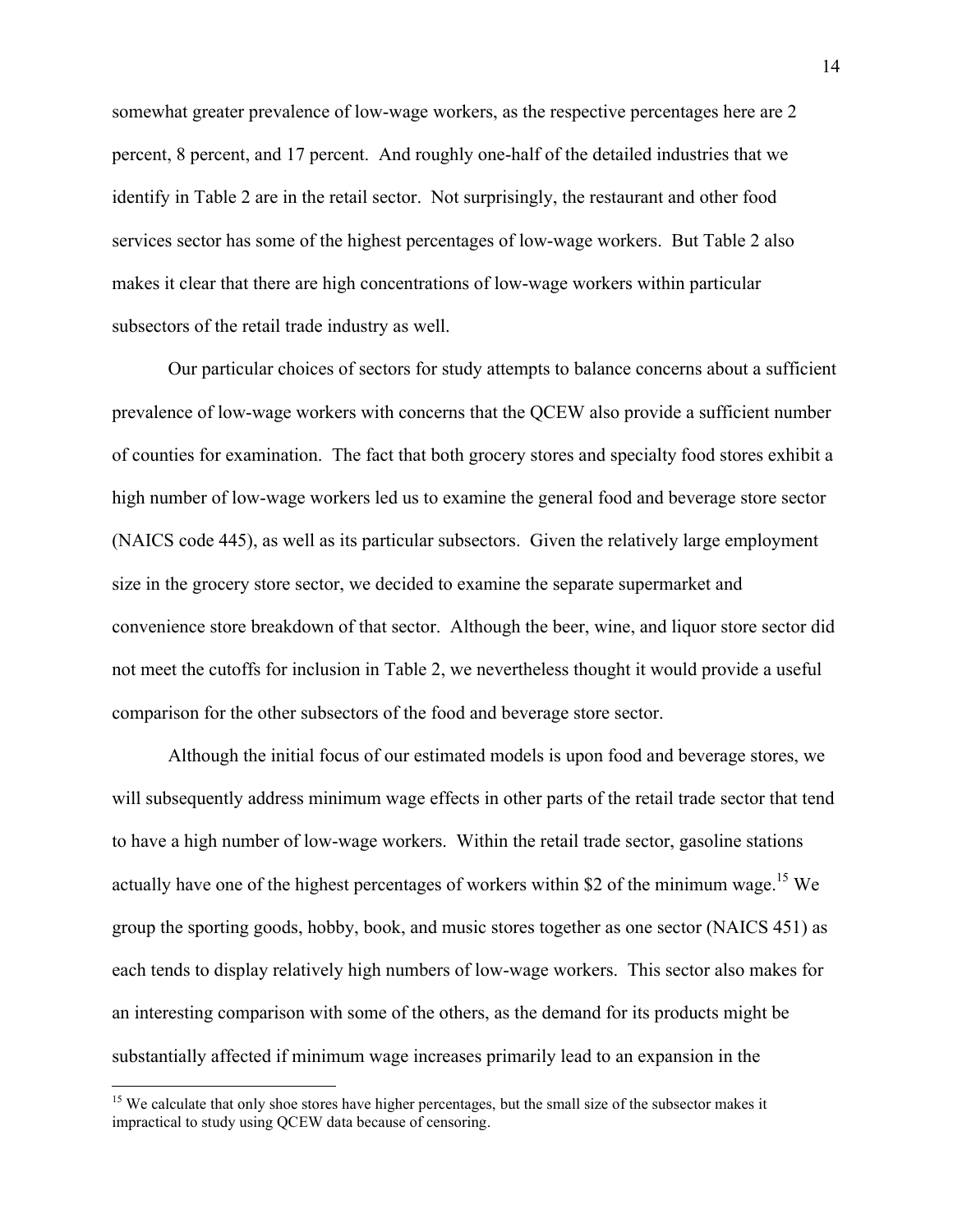somewhat greater prevalence of low-wage workers, as the respective percentages here are 2 percent, 8 percent, and 17 percent. And roughly one-half of the detailed industries that we identify in Table 2 are in the retail sector. Not surprisingly, the restaurant and other food services sector has some of the highest percentages of low-wage workers. But Table 2 also makes it clear that there are high concentrations of low-wage workers within particular subsectors of the retail trade industry as well.

Our particular choices of sectors for study attempts to balance concerns about a sufficient prevalence of low-wage workers with concerns that the QCEW also provide a sufficient number of counties for examination. The fact that both grocery stores and specialty food stores exhibit a high number of low-wage workers led us to examine the general food and beverage store sector (NAICS code 445), as well as its particular subsectors. Given the relatively large employment size in the grocery store sector, we decided to examine the separate supermarket and convenience store breakdown of that sector. Although the beer, wine, and liquor store sector did not meet the cutoffs for inclusion in Table 2, we nevertheless thought it would provide a useful comparison for the other subsectors of the food and beverage store sector.

Although the initial focus of our estimated models is upon food and beverage stores, we will subsequently address minimum wage effects in other parts of the retail trade sector that tend to have a high number of low-wage workers. Within the retail trade sector, gasoline stations actually have one of the highest percentages of workers within $2 of the minimum wage.[15] We group the sporting goods, hobby, book, and music stores together as one sector (NAICS 451) as each tends to display relatively high numbers of low-wage workers. This sector also makes for an interesting comparison with some of the others, as the demand for its products might be substantially affected if minimum wage increases primarily lead to an expansion in the

[15] We calculate that only shoe stores have higher percentages, but the small size of the subsector makes it impractical to study using QCEW data because of censoring.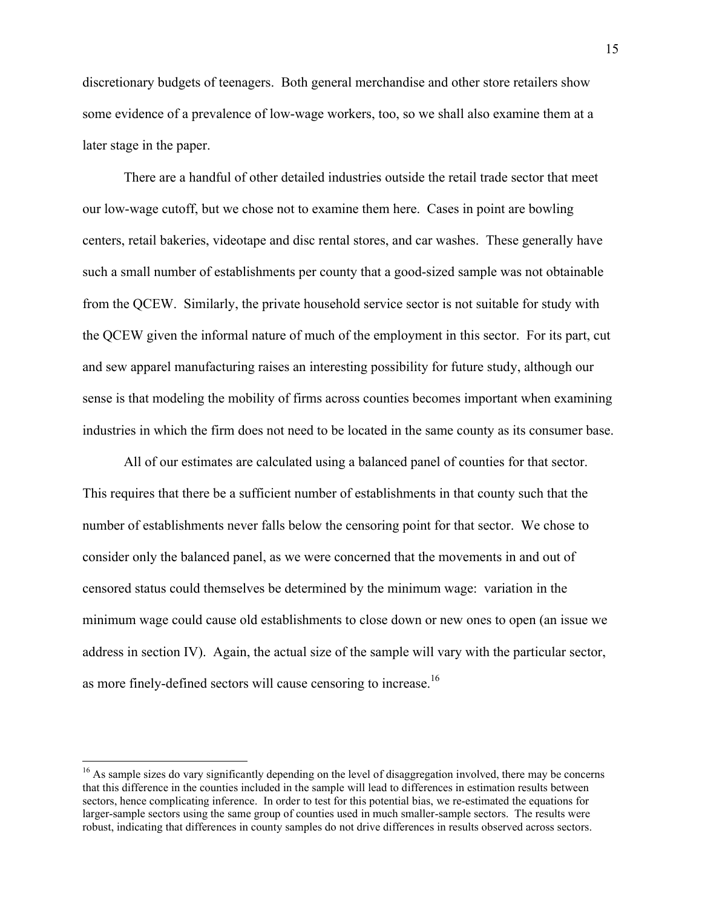discretionary budgets of teenagers. Both general merchandise and other store retailers show some evidence of a prevalence of low-wage workers, too, so we shall also examine them at a later stage in the paper.

There are a handful of other detailed industries outside the retail trade sector that meet our low-wage cutoff, but we chose not to examine them here. Cases in point are bowling centers, retail bakeries, videotape and disc rental stores, and car washes. These generally have such a small number of establishments per county that a good-sized sample was not obtainable from the QCEW. Similarly, the private household service sector is not suitable for study with the QCEW given the informal nature of much of the employment in this sector. For its part, cut and sew apparel manufacturing raises an interesting possibility for future study, although our sense is that modeling the mobility of firms across counties becomes important when examining industries in which the firm does not need to be located in the same county as its consumer base.

All of our estimates are calculated using a balanced panel of counties for that sector. This requires that there be a sufficient number of establishments in that county such that the number of establishments never falls below the censoring point for that sector. We chose to consider only the balanced panel, as we were concerned that the movements in and out of censored status could themselves be determined by the minimum wage: variation in the minimum wage could cause old establishments to close down or new ones to open (an issue we address in section IV). Again, the actual size of the sample will vary with the particular sector, as more finely-defined sectors will cause censoring to increase.[16]

[16] As sample sizes do vary significantly depending on the level of disaggregation involved, there may be concerns that this difference in the counties included in the sample will lead to differences in estimation results between sectors, hence complicating inference. In order to test for this potential bias, we re-estimated the equations for larger-sample sectors using the same group of counties used in much smaller-sample sectors. The results were robust, indicating that differences in county samples do not drive differences in results observed across sectors.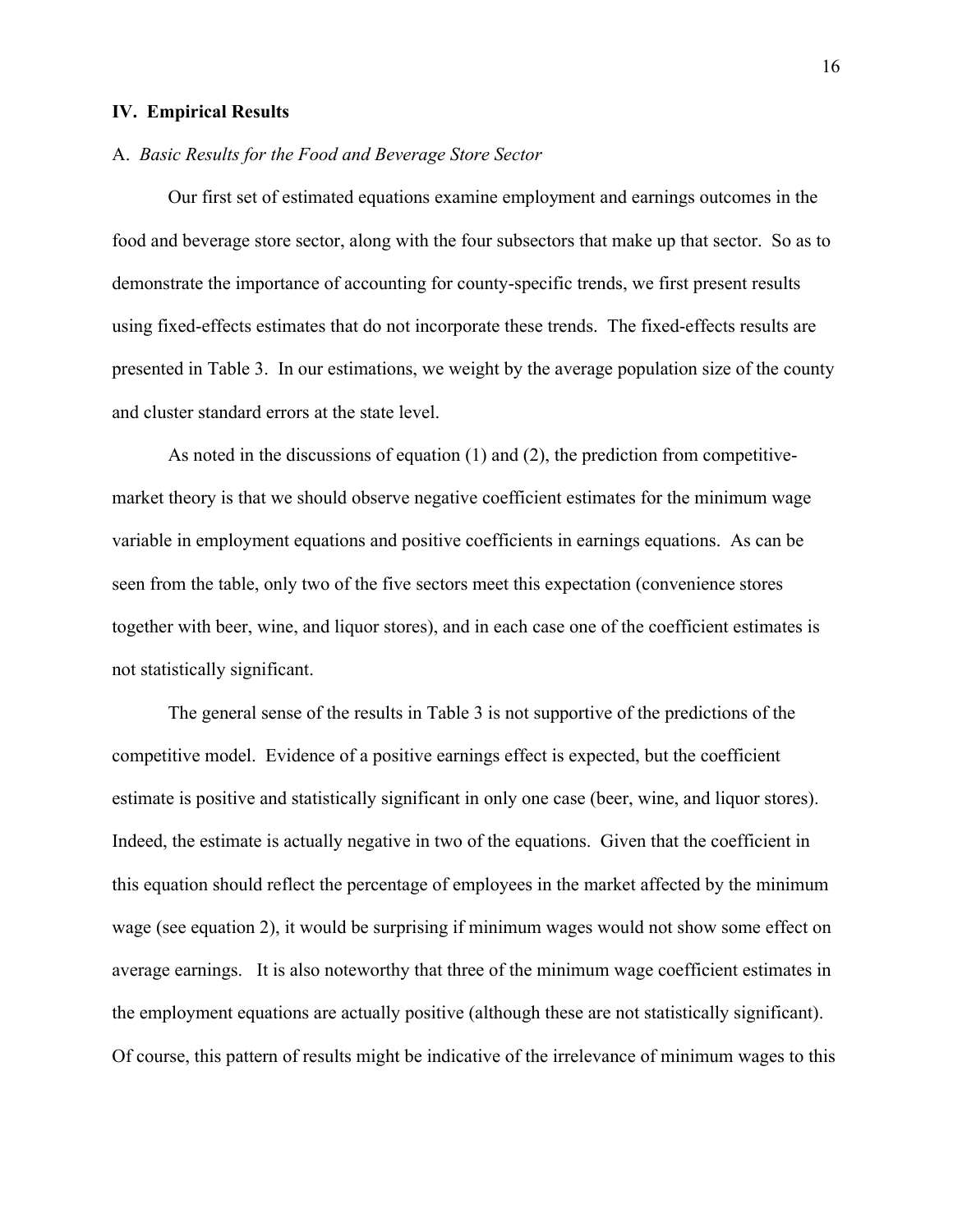## IV. Empirical Results

### A. *Basic Results for the Food and Beverage Store Sector*

Our first set of estimated equations examine employment and earnings outcomes in the food and beverage store sector, along with the four subsectors that make up that sector. So as to demonstrate the importance of accounting for county-specific trends, we first present results using fixed-effects estimates that do not incorporate these trends. The fixed-effects results are presented in Table 3. In our estimations, we weight by the average population size of the county and cluster standard errors at the state level.

As noted in the discussions of equation (1) and (2), the prediction from competitive-market theory is that we should observe negative coefficient estimates for the minimum wage variable in employment equations and positive coefficients in earnings equations. As can be seen from the table, only two of the five sectors meet this expectation (convenience stores together with beer, wine, and liquor stores), and in each case one of the coefficient estimates is not statistically significant.

The general sense of the results in Table 3 is not supportive of the predictions of the competitive model. Evidence of a positive earnings effect is expected, but the coefficient estimate is positive and statistically significant in only one case (beer, wine, and liquor stores). Indeed, the estimate is actually negative in two of the equations. Given that the coefficient in this equation should reflect the percentage of employees in the market affected by the minimum wage (see equation 2), it would be surprising if minimum wages would not show some effect on average earnings. It is also noteworthy that three of the minimum wage coefficient estimates in the employment equations are actually positive (although these are not statistically significant). Of course, this pattern of results might be indicative of the irrelevance of minimum wages to this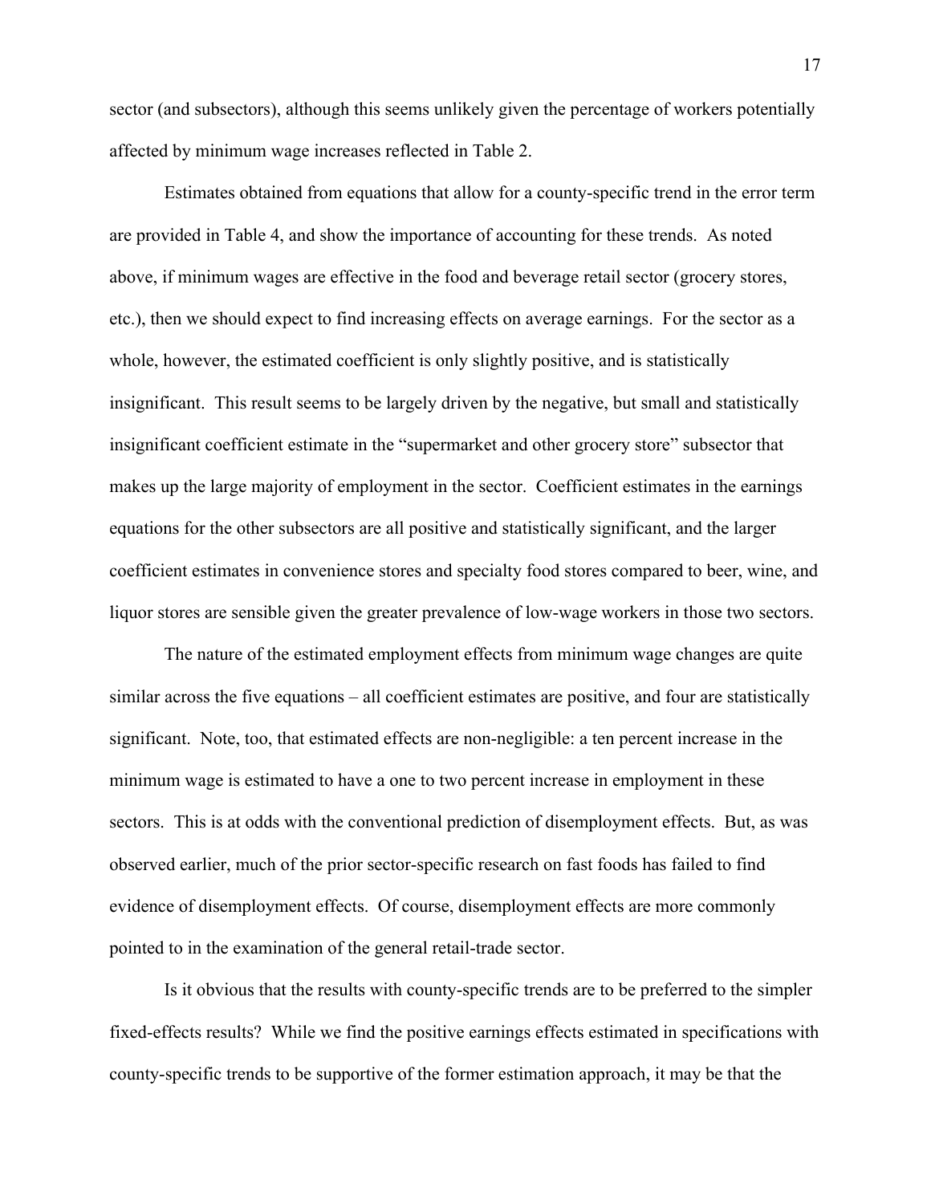sector (and subsectors), although this seems unlikely given the percentage of workers potentially affected by minimum wage increases reflected in Table 2.

Estimates obtained from equations that allow for a county-specific trend in the error term are provided in Table 4, and show the importance of accounting for these trends. As noted above, if minimum wages are effective in the food and beverage retail sector (grocery stores, etc.), then we should expect to find increasing effects on average earnings. For the sector as a whole, however, the estimated coefficient is only slightly positive, and is statistically insignificant. This result seems to be largely driven by the negative, but small and statistically insignificant coefficient estimate in the "supermarket and other grocery store" subsector that makes up the large majority of employment in the sector. Coefficient estimates in the earnings equations for the other subsectors are all positive and statistically significant, and the larger coefficient estimates in convenience stores and specialty food stores compared to beer, wine, and liquor stores are sensible given the greater prevalence of low-wage workers in those two sectors.

The nature of the estimated employment effects from minimum wage changes are quite similar across the five equations – all coefficient estimates are positive, and four are statistically significant. Note, too, that estimated effects are non-negligible: a ten percent increase in the minimum wage is estimated to have a one to two percent increase in employment in these sectors. This is at odds with the conventional prediction of disemployment effects. But, as was observed earlier, much of the prior sector-specific research on fast foods has failed to find evidence of disemployment effects. Of course, disemployment effects are more commonly pointed to in the examination of the general retail-trade sector.

Is it obvious that the results with county-specific trends are to be preferred to the simpler fixed-effects results? While we find the positive earnings effects estimated in specifications with county-specific trends to be supportive of the former estimation approach, it may be that the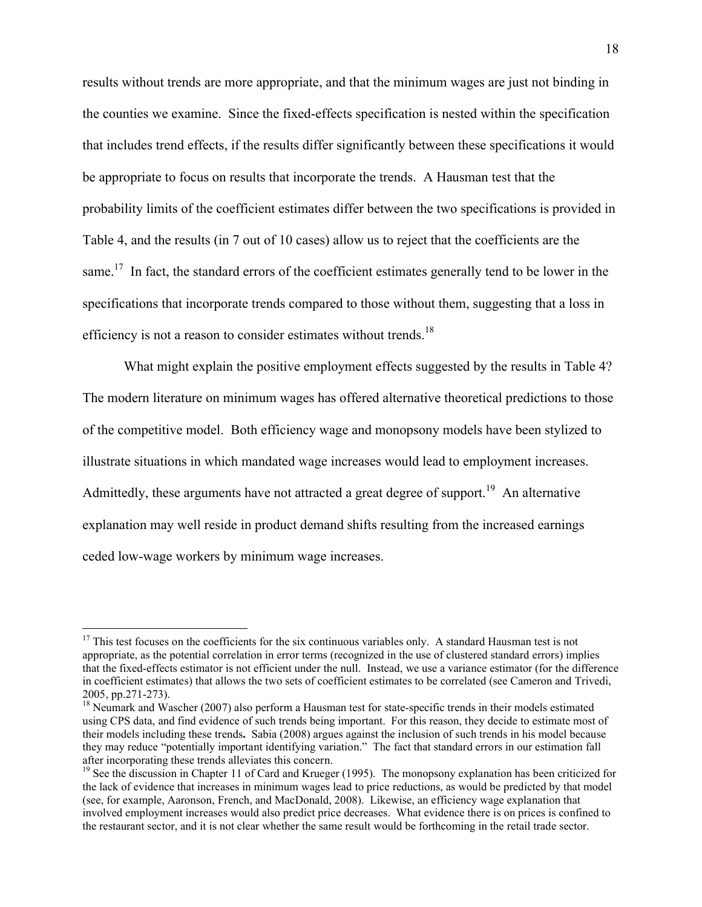results without trends are more appropriate, and that the minimum wages are just not binding in the counties we examine. Since the fixed-effects specification is nested within the specification that includes trend effects, if the results differ significantly between these specifications it would be appropriate to focus on results that incorporate the trends. A Hausman test that the probability limits of the coefficient estimates differ between the two specifications is provided in Table 4, and the results (in 7 out of 10 cases) allow us to reject that the coefficients are the same.[17] In fact, the standard errors of the coefficient estimates generally tend to be lower in the specifications that incorporate trends compared to those without them, suggesting that a loss in efficiency is not a reason to consider estimates without trends.[18]

What might explain the positive employment effects suggested by the results in Table 4? The modern literature on minimum wages has offered alternative theoretical predictions to those of the competitive model. Both efficiency wage and monopsony models have been stylized to illustrate situations in which mandated wage increases would lead to employment increases. Admittedly, these arguments have not attracted a great degree of support.[19] An alternative explanation may well reside in product demand shifts resulting from the increased earnings ceded low-wage workers by minimum wage increases.

---

[17] This test focuses on the coefficients for the six continuous variables only. A standard Hausman test is not appropriate, as the potential correlation in error terms (recognized in the use of clustered standard errors) implies that the fixed-effects estimator is not efficient under the null. Instead, we use a variance estimator (for the difference in coefficient estimates) that allows the two sets of coefficient estimates to be correlated (see Cameron and Trivedi, 2005, pp.271-273).

[18] Neumark and Wascher (2007) also perform a Hausman test for state-specific trends in their models estimated using CPS data, and find evidence of such trends being important. For this reason, they decide to estimate most of their models including these trends**.** Sabia (2008) argues against the inclusion of such trends in his model because they may reduce "potentially important identifying variation." The fact that standard errors in our estimation fall after incorporating these trends alleviates this concern.

[19] See the discussion in Chapter 11 of Card and Krueger (1995). The monopsony explanation has been criticized for the lack of evidence that increases in minimum wages lead to price reductions, as would be predicted by that model (see, for example, Aaronson, French, and MacDonald, 2008). Likewise, an efficiency wage explanation that involved employment increases would also predict price decreases. What evidence there is on prices is confined to the restaurant sector, and it is not clear whether the same result would be forthcoming in the retail trade sector.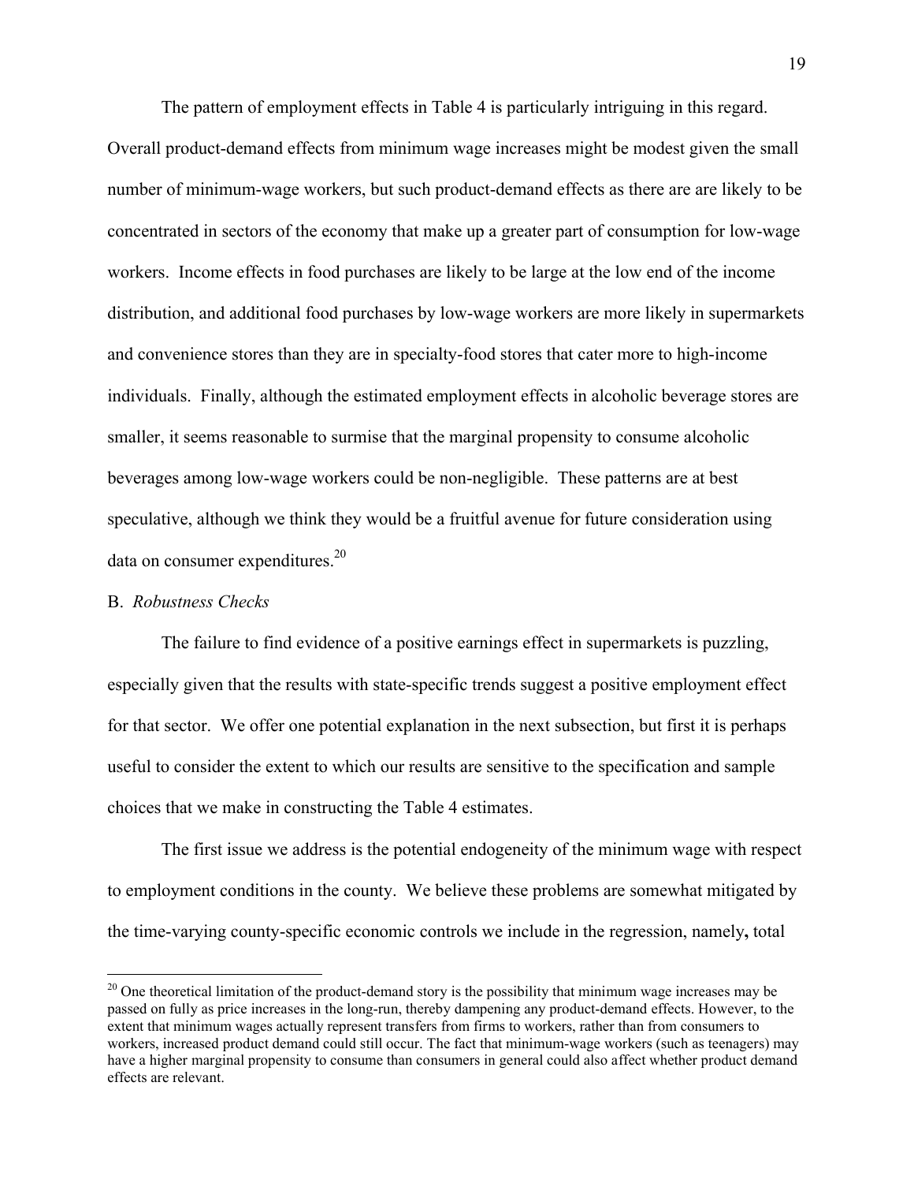The pattern of employment effects in Table 4 is particularly intriguing in this regard. Overall product-demand effects from minimum wage increases might be modest given the small number of minimum-wage workers, but such product-demand effects as there are are likely to be concentrated in sectors of the economy that make up a greater part of consumption for low-wage workers. Income effects in food purchases are likely to be large at the low end of the income distribution, and additional food purchases by low-wage workers are more likely in supermarkets and convenience stores than they are in specialty-food stores that cater more to high-income individuals. Finally, although the estimated employment effects in alcoholic beverage stores are smaller, it seems reasonable to surmise that the marginal propensity to consume alcoholic beverages among low-wage workers could be non-negligible. These patterns are at best speculative, although we think they would be a fruitful avenue for future consideration using data on consumer expenditures.[20]

B. *Robustness Checks*

The failure to find evidence of a positive earnings effect in supermarkets is puzzling, especially given that the results with state-specific trends suggest a positive employment effect for that sector. We offer one potential explanation in the next subsection, but first it is perhaps useful to consider the extent to which our results are sensitive to the specification and sample choices that we make in constructing the Table 4 estimates.

The first issue we address is the potential endogeneity of the minimum wage with respect to employment conditions in the county. We believe these problems are somewhat mitigated by the time-varying county-specific economic controls we include in the regression, namely**,** total

---

[20] One theoretical limitation of the product-demand story is the possibility that minimum wage increases may be passed on fully as price increases in the long-run, thereby dampening any product-demand effects. However, to the extent that minimum wages actually represent transfers from firms to workers, rather than from consumers to workers, increased product demand could still occur. The fact that minimum-wage workers (such as teenagers) may have a higher marginal propensity to consume than consumers in general could also affect whether product demand effects are relevant.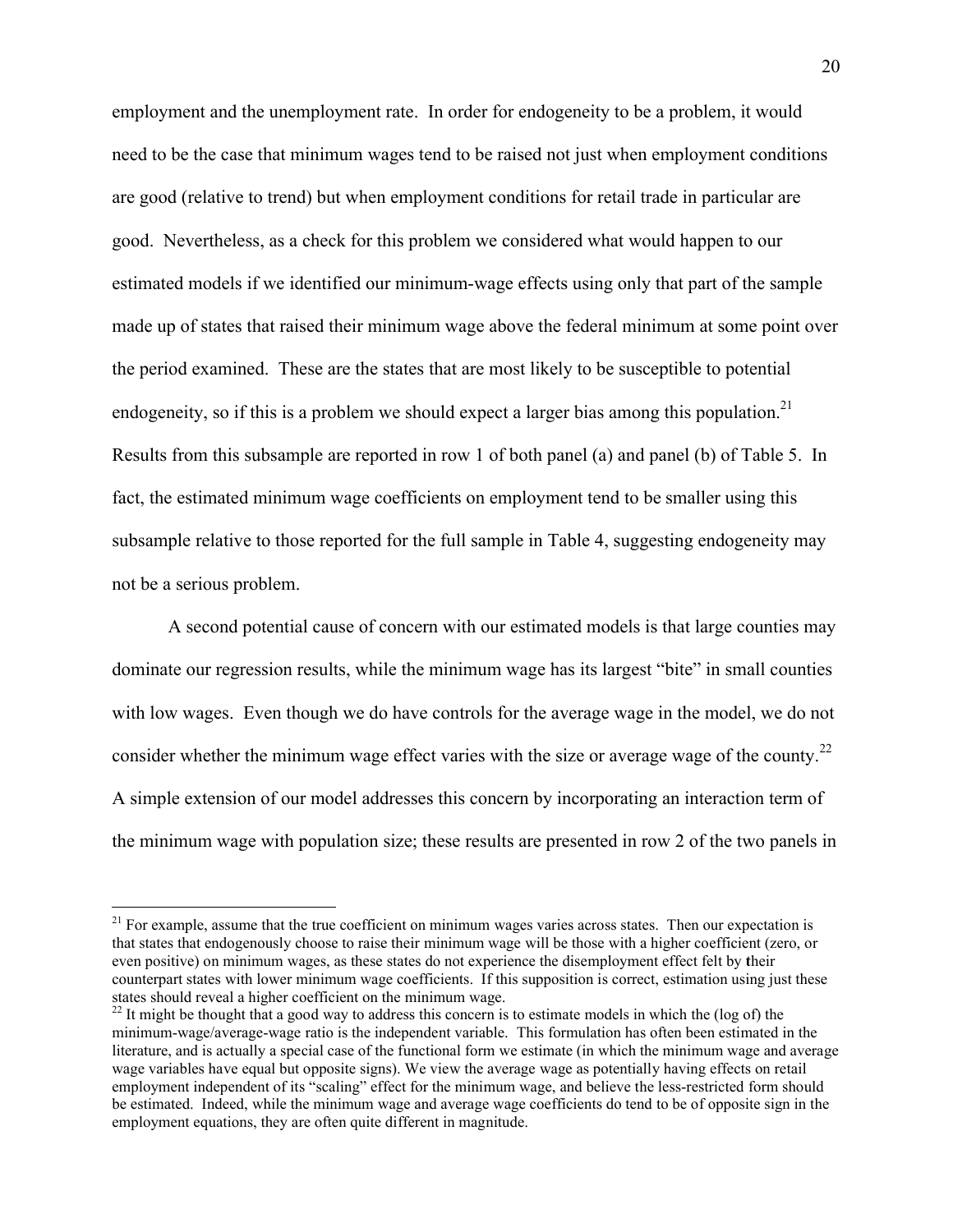employment and the unemployment rate. In order for endogeneity to be a problem, it would need to be the case that minimum wages tend to be raised not just when employment conditions are good (relative to trend) but when employment conditions for retail trade in particular are good. Nevertheless, as a check for this problem we considered what would happen to our estimated models if we identified our minimum-wage effects using only that part of the sample made up of states that raised their minimum wage above the federal minimum at some point over the period examined. These are the states that are most likely to be susceptible to potential endogeneity, so if this is a problem we should expect a larger bias among this population.[21] Results from this subsample are reported in row 1 of both panel (a) and panel (b) of Table 5. In fact, the estimated minimum wage coefficients on employment tend to be smaller using this subsample relative to those reported for the full sample in Table 4, suggesting endogeneity may not be a serious problem.

A second potential cause of concern with our estimated models is that large counties may dominate our regression results, while the minimum wage has its largest "bite" in small counties with low wages. Even though we do have controls for the average wage in the model, we do not consider whether the minimum wage effect varies with the size or average wage of the county.[22] A simple extension of our model addresses this concern by incorporating an interaction term of the minimum wage with population size; these results are presented in row 2 of the two panels in

---

[21] For example, assume that the true coefficient on minimum wages varies across states. Then our expectation is that states that endogenously choose to raise their minimum wage will be those with a higher coefficient (zero, or even positive) on minimum wages, as these states do not experience the disemployment effect felt by their counterpart states with lower minimum wage coefficients. If this supposition is correct, estimation using just these states should reveal a higher coefficient on the minimum wage.

[22] It might be thought that a good way to address this concern is to estimate models in which the (log of) the minimum-wage/average-wage ratio is the independent variable. This formulation has often been estimated in the literature, and is actually a special case of the functional form we estimate (in which the minimum wage and average wage variables have equal but opposite signs). We view the average wage as potentially having effects on retail employment independent of its "scaling" effect for the minimum wage, and believe the less-restricted form should be estimated. Indeed, while the minimum wage and average wage coefficients do tend to be of opposite sign in the employment equations, they are often quite different in magnitude.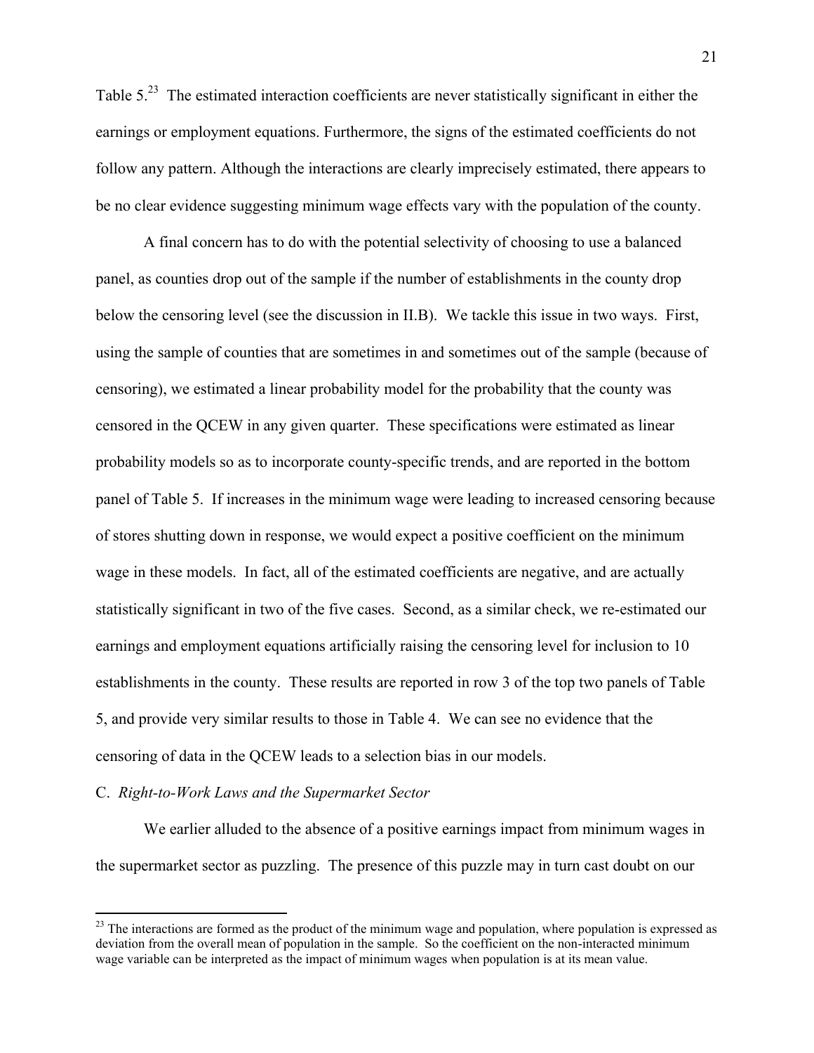Table 5.[23] The estimated interaction coefficients are never statistically significant in either the earnings or employment equations. Furthermore, the signs of the estimated coefficients do not follow any pattern. Although the interactions are clearly imprecisely estimated, there appears to be no clear evidence suggesting minimum wage effects vary with the population of the county.

A final concern has to do with the potential selectivity of choosing to use a balanced panel, as counties drop out of the sample if the number of establishments in the county drop below the censoring level (see the discussion in II.B). We tackle this issue in two ways. First, using the sample of counties that are sometimes in and sometimes out of the sample (because of censoring), we estimated a linear probability model for the probability that the county was censored in the QCEW in any given quarter. These specifications were estimated as linear probability models so as to incorporate county-specific trends, and are reported in the bottom panel of Table 5. If increases in the minimum wage were leading to increased censoring because of stores shutting down in response, we would expect a positive coefficient on the minimum wage in these models. In fact, all of the estimated coefficients are negative, and are actually statistically significant in two of the five cases. Second, as a similar check, we re-estimated our earnings and employment equations artificially raising the censoring level for inclusion to 10 establishments in the county. These results are reported in row 3 of the top two panels of Table 5, and provide very similar results to those in Table 4. We can see no evidence that the censoring of data in the QCEW leads to a selection bias in our models.

### C. *Right-to-Work Laws and the Supermarket Sector*

We earlier alluded to the absence of a positive earnings impact from minimum wages in the supermarket sector as puzzling. The presence of this puzzle may in turn cast doubt on our

[23] The interactions are formed as the product of the minimum wage and population, where population is expressed as deviation from the overall mean of population in the sample. So the coefficient on the non-interacted minimum wage variable can be interpreted as the impact of minimum wages when population is at its mean value.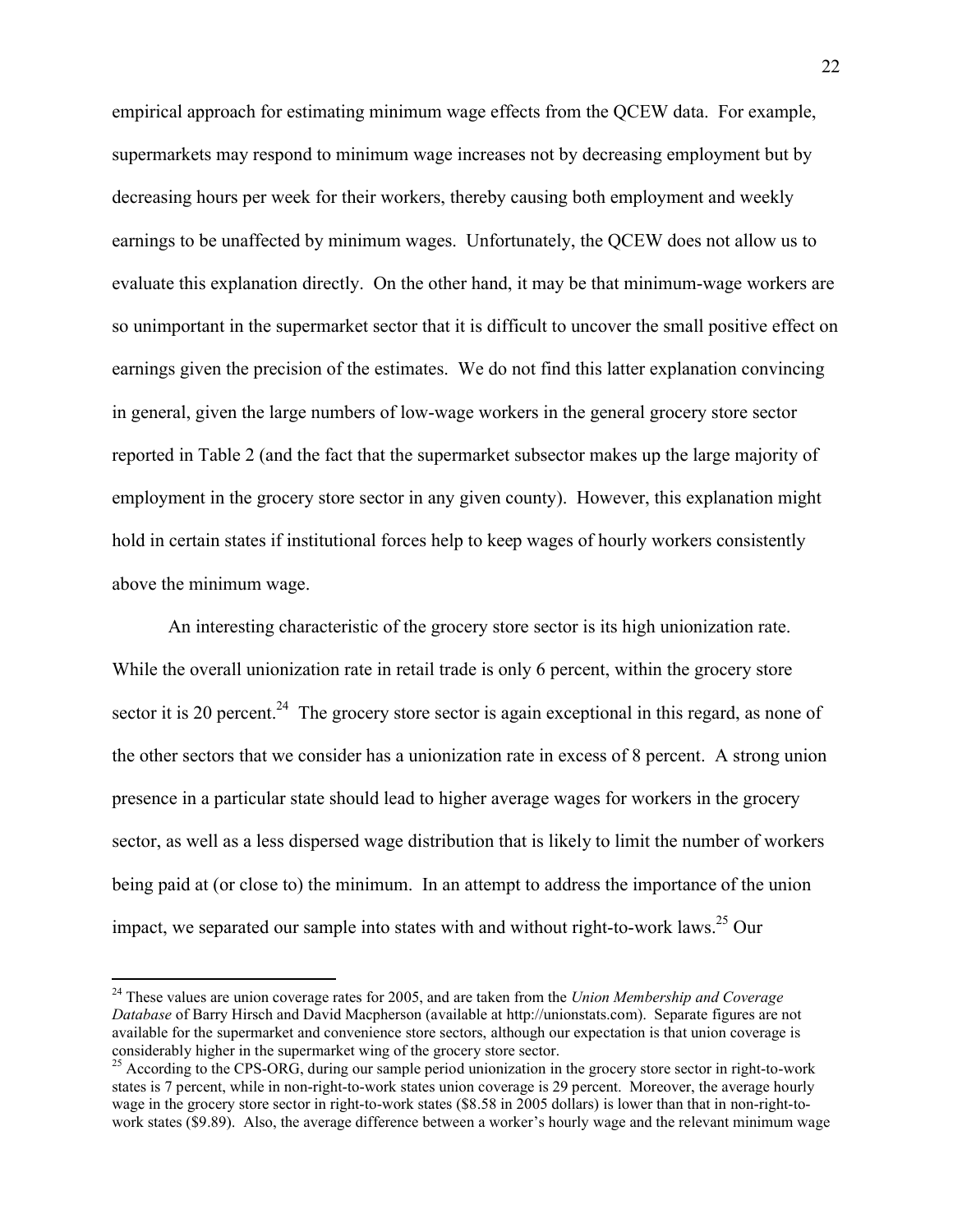empirical approach for estimating minimum wage effects from the QCEW data. For example, supermarkets may respond to minimum wage increases not by decreasing employment but by decreasing hours per week for their workers, thereby causing both employment and weekly earnings to be unaffected by minimum wages. Unfortunately, the QCEW does not allow us to evaluate this explanation directly. On the other hand, it may be that minimum-wage workers are so unimportant in the supermarket sector that it is difficult to uncover the small positive effect on earnings given the precision of the estimates. We do not find this latter explanation convincing in general, given the large numbers of low-wage workers in the general grocery store sector reported in Table 2 (and the fact that the supermarket subsector makes up the large majority of employment in the grocery store sector in any given county). However, this explanation might hold in certain states if institutional forces help to keep wages of hourly workers consistently above the minimum wage.

An interesting characteristic of the grocery store sector is its high unionization rate. While the overall unionization rate in retail trade is only 6 percent, within the grocery store sector it is 20 percent.[24] The grocery store sector is again exceptional in this regard, as none of the other sectors that we consider has a unionization rate in excess of 8 percent. A strong union presence in a particular state should lead to higher average wages for workers in the grocery sector, as well as a less dispersed wage distribution that is likely to limit the number of workers being paid at (or close to) the minimum. In an attempt to address the importance of the union impact, we separated our sample into states with and without right-to-work laws.[25] Our

---

[24] These values are union coverage rates for 2005, and are taken from the *Union Membership and Coverage Database* of Barry Hirsch and David Macpherson (available at http://unionstats.com). Separate figures are not available for the supermarket and convenience store sectors, although our expectation is that union coverage is considerably higher in the supermarket wing of the grocery store sector.

[25] According to the CPS-ORG, during our sample period unionization in the grocery store sector in right-to-work states is 7 percent, while in non-right-to-work states union coverage is 29 percent. Moreover, the average hourly wage in the grocery store sector in right-to-work states ($8.58 in 2005 dollars) is lower than that in non-right-to-work states ($9.89). Also, the average difference between a worker's hourly wage and the relevant minimum wage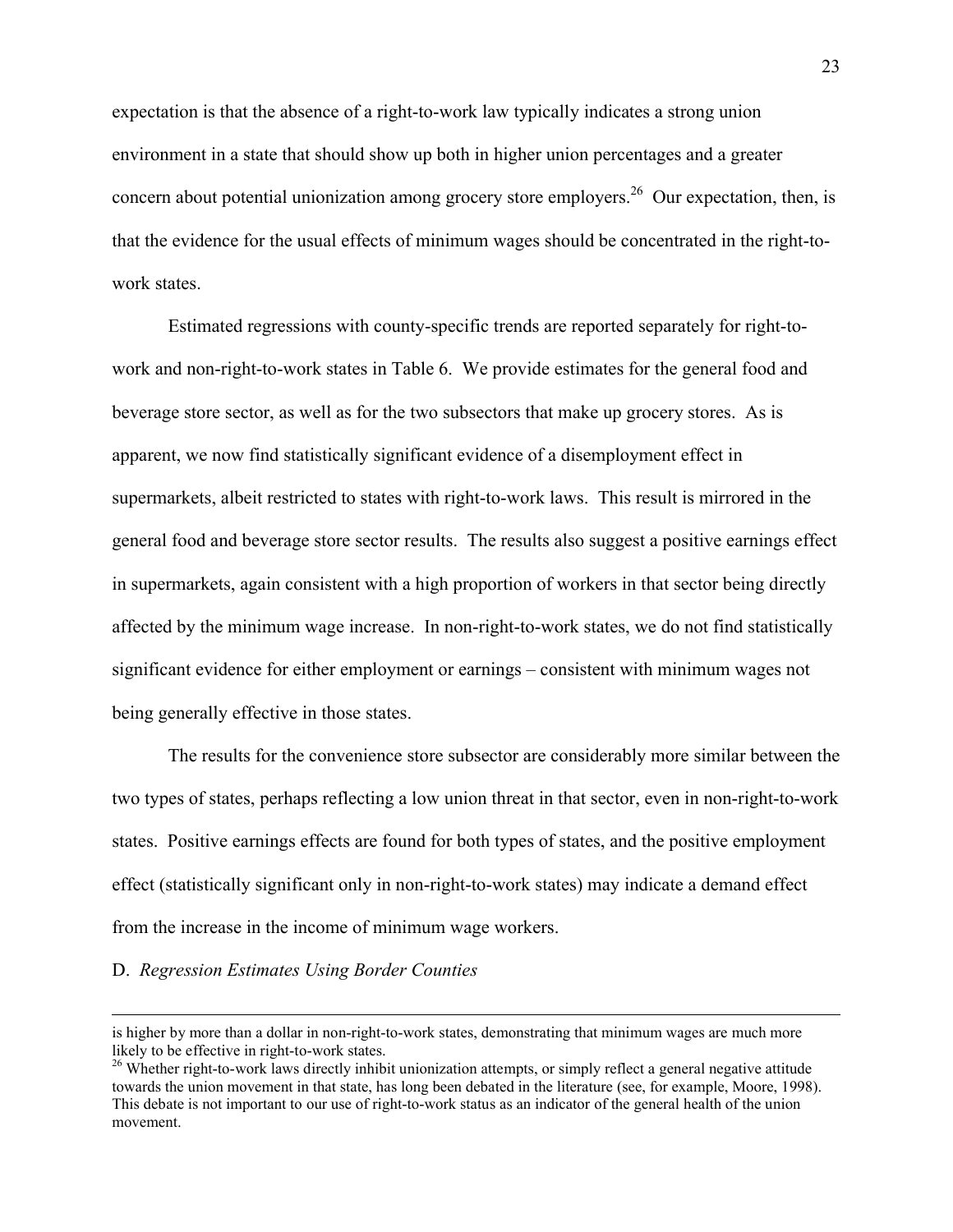expectation is that the absence of a right-to-work law typically indicates a strong union environment in a state that should show up both in higher union percentages and a greater concern about potential unionization among grocery store employers.[26] Our expectation, then, is that the evidence for the usual effects of minimum wages should be concentrated in the right-to-work states.

Estimated regressions with county-specific trends are reported separately for right-to-work and non-right-to-work states in Table 6. We provide estimates for the general food and beverage store sector, as well as for the two subsectors that make up grocery stores. As is apparent, we now find statistically significant evidence of a disemployment effect in supermarkets, albeit restricted to states with right-to-work laws. This result is mirrored in the general food and beverage store sector results. The results also suggest a positive earnings effect in supermarkets, again consistent with a high proportion of workers in that sector being directly affected by the minimum wage increase. In non-right-to-work states, we do not find statistically significant evidence for either employment or earnings – consistent with minimum wages not being generally effective in those states.

The results for the convenience store subsector are considerably more similar between the two types of states, perhaps reflecting a low union threat in that sector, even in non-right-to-work states. Positive earnings effects are found for both types of states, and the positive employment effect (statistically significant only in non-right-to-work states) may indicate a demand effect from the increase in the income of minimum wage workers.

D. *Regression Estimates Using Border Counties*

---

is higher by more than a dollar in non-right-to-work states, demonstrating that minimum wages are much more likely to be effective in right-to-work states.

[26] Whether right-to-work laws directly inhibit unionization attempts, or simply reflect a general negative attitude towards the union movement in that state, has long been debated in the literature (see, for example, Moore, 1998). This debate is not important to our use of right-to-work status as an indicator of the general health of the union movement.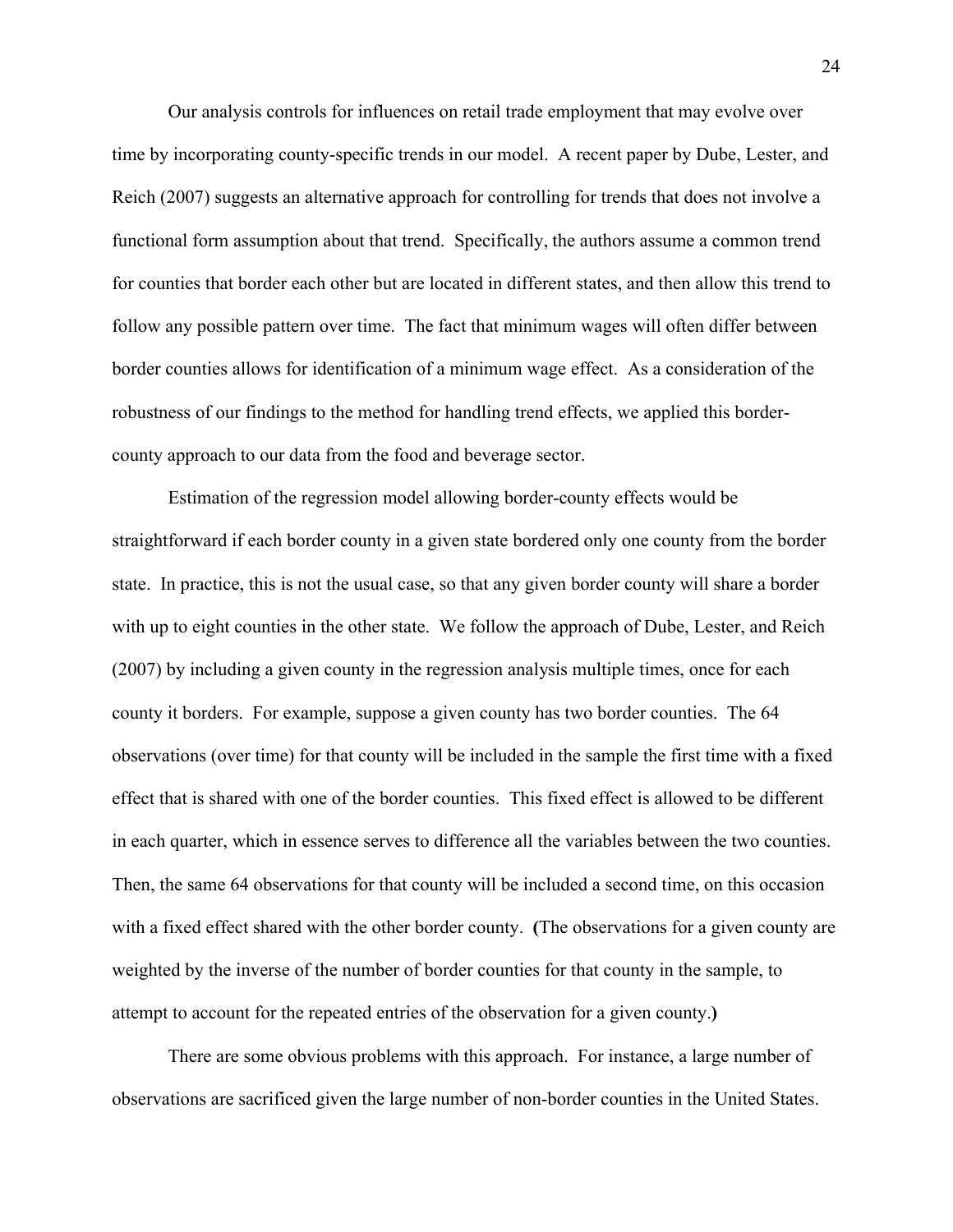Our analysis controls for influences on retail trade employment that may evolve over time by incorporating county-specific trends in our model. A recent paper by Dube, Lester, and Reich (2007) suggests an alternative approach for controlling for trends that does not involve a functional form assumption about that trend. Specifically, the authors assume a common trend for counties that border each other but are located in different states, and then allow this trend to follow any possible pattern over time. The fact that minimum wages will often differ between border counties allows for identification of a minimum wage effect. As a consideration of the robustness of our findings to the method for handling trend effects, we applied this border-county approach to our data from the food and beverage sector.

Estimation of the regression model allowing border-county effects would be straightforward if each border county in a given state bordered only one county from the border state. In practice, this is not the usual case, so that any given border county will share a border with up to eight counties in the other state. We follow the approach of Dube, Lester, and Reich (2007) by including a given county in the regression analysis multiple times, once for each county it borders. For example, suppose a given county has two border counties. The 64 observations (over time) for that county will be included in the sample the first time with a fixed effect that is shared with one of the border counties. This fixed effect is allowed to be different in each quarter, which in essence serves to difference all the variables between the two counties. Then, the same 64 observations for that county will be included a second time, on this occasion with a fixed effect shared with the other border county. **(**The observations for a given county are weighted by the inverse of the number of border counties for that county in the sample, to attempt to account for the repeated entries of the observation for a given county.**)**

There are some obvious problems with this approach. For instance, a large number of observations are sacrificed given the large number of non-border counties in the United States.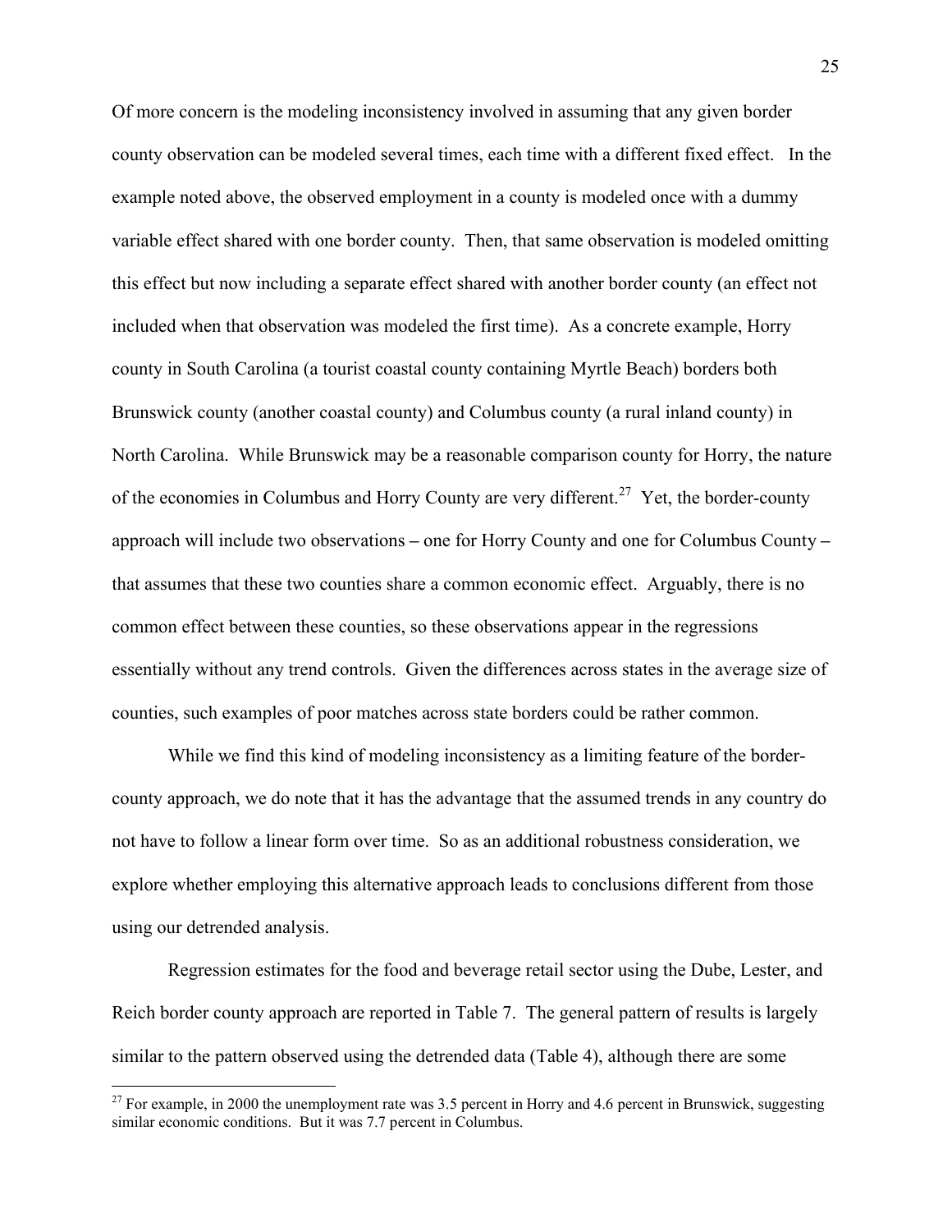Of more concern is the modeling inconsistency involved in assuming that any given border county observation can be modeled several times, each time with a different fixed effect. In the example noted above, the observed employment in a county is modeled once with a dummy variable effect shared with one border county. Then, that same observation is modeled omitting this effect but now including a separate effect shared with another border county (an effect not included when that observation was modeled the first time). As a concrete example, Horry county in South Carolina (a tourist coastal county containing Myrtle Beach) borders both Brunswick county (another coastal county) and Columbus county (a rural inland county) in North Carolina. While Brunswick may be a reasonable comparison county for Horry, the nature of the economies in Columbus and Horry County are very different.[27] Yet, the border-county approach will include two observations – one for Horry County and one for Columbus County – that assumes that these two counties share a common economic effect. Arguably, there is no common effect between these counties, so these observations appear in the regressions essentially without any trend controls. Given the differences across states in the average size of counties, such examples of poor matches across state borders could be rather common.

While we find this kind of modeling inconsistency as a limiting feature of the border-county approach, we do note that it has the advantage that the assumed trends in any country do not have to follow a linear form over time. So as an additional robustness consideration, we explore whether employing this alternative approach leads to conclusions different from those using our detrended analysis.

Regression estimates for the food and beverage retail sector using the Dube, Lester, and Reich border county approach are reported in Table 7. The general pattern of results is largely similar to the pattern observed using the detrended data (Table 4), although there are some

[27] For example, in 2000 the unemployment rate was 3.5 percent in Horry and 4.6 percent in Brunswick, suggesting similar economic conditions. But it was 7.7 percent in Columbus.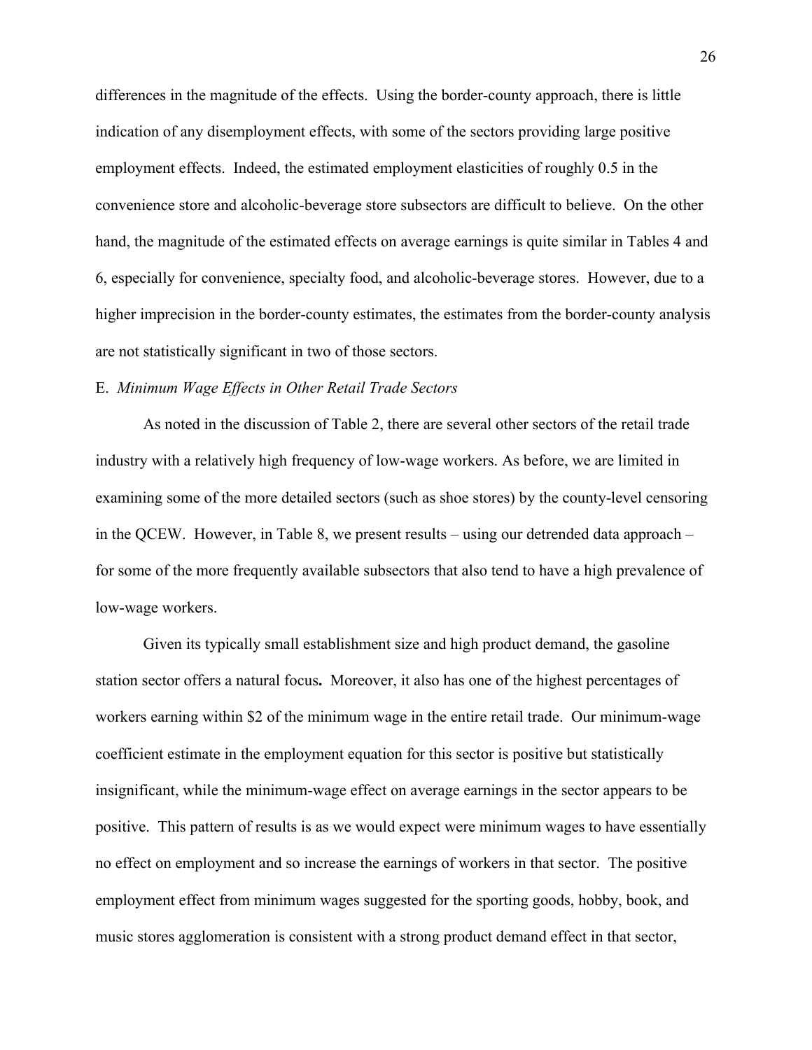differences in the magnitude of the effects. Using the border-county approach, there is little indication of any disemployment effects, with some of the sectors providing large positive employment effects. Indeed, the estimated employment elasticities of roughly 0.5 in the convenience store and alcoholic-beverage store subsectors are difficult to believe. On the other hand, the magnitude of the estimated effects on average earnings is quite similar in Tables 4 and 6, especially for convenience, specialty food, and alcoholic-beverage stores. However, due to a higher imprecision in the border-county estimates, the estimates from the border-county analysis are not statistically significant in two of those sectors.

E. *Minimum Wage Effects in Other Retail Trade Sectors*

As noted in the discussion of Table 2, there are several other sectors of the retail trade industry with a relatively high frequency of low-wage workers. As before, we are limited in examining some of the more detailed sectors (such as shoe stores) by the county-level censoring in the QCEW. However, in Table 8, we present results – using our detrended data approach – for some of the more frequently available subsectors that also tend to have a high prevalence of low-wage workers.

Given its typically small establishment size and high product demand, the gasoline station sector offers a natural focus**.** Moreover, it also has one of the highest percentages of workers earning within $2 of the minimum wage in the entire retail trade. Our minimum-wage coefficient estimate in the employment equation for this sector is positive but statistically insignificant, while the minimum-wage effect on average earnings in the sector appears to be positive. This pattern of results is as we would expect were minimum wages to have essentially no effect on employment and so increase the earnings of workers in that sector. The positive employment effect from minimum wages suggested for the sporting goods, hobby, book, and music stores agglomeration is consistent with a strong product demand effect in that sector,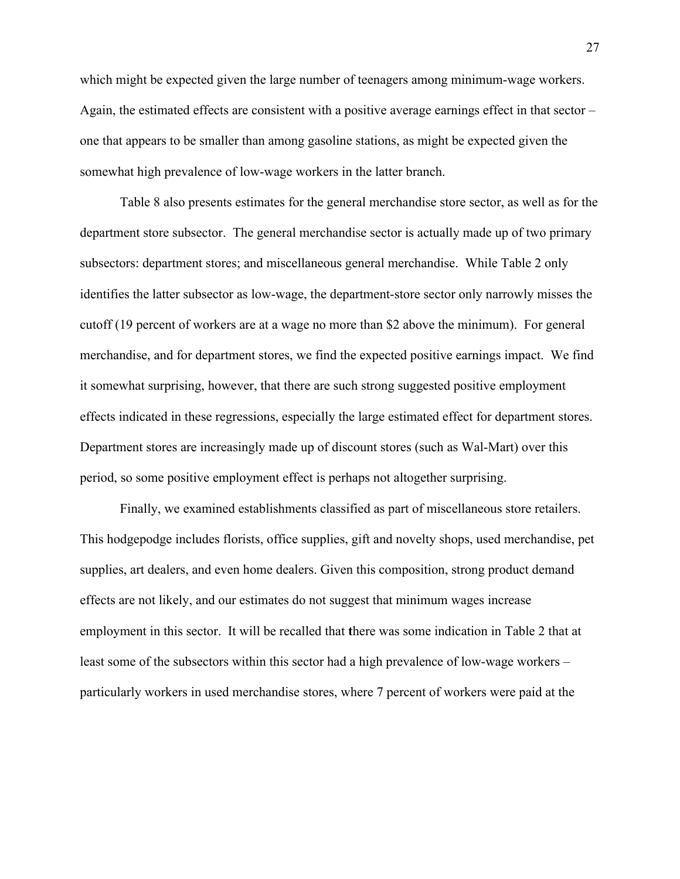which might be expected given the large number of teenagers among minimum-wage workers. Again, the estimated effects are consistent with a positive average earnings effect in that sector – one that appears to be smaller than among gasoline stations, as might be expected given the somewhat high prevalence of low-wage workers in the latter branch.

Table 8 also presents estimates for the general merchandise store sector, as well as for the department store subsector. The general merchandise sector is actually made up of two primary subsectors: department stores; and miscellaneous general merchandise. While Table 2 only identifies the latter subsector as low-wage, the department-store sector only narrowly misses the cutoff (19 percent of workers are at a wage no more than $2 above the minimum). For general merchandise, and for department stores, we find the expected positive earnings impact. We find it somewhat surprising, however, that there are such strong suggested positive employment effects indicated in these regressions, especially the large estimated effect for department stores. Department stores are increasingly made up of discount stores (such as Wal-Mart) over this period, so some positive employment effect is perhaps not altogether surprising.

Finally, we examined establishments classified as part of miscellaneous store retailers. This hodgepodge includes florists, office supplies, gift and novelty shops, used merchandise, pet supplies, art dealers, and even home dealers. Given this composition, strong product demand effects are not likely, and our estimates do not suggest that minimum wages increase employment in this sector. It will be recalled that there was some indication in Table 2 that at least some of the subsectors within this sector had a high prevalence of low-wage workers – particularly workers in used merchandise stores, where 7 percent of workers were paid at the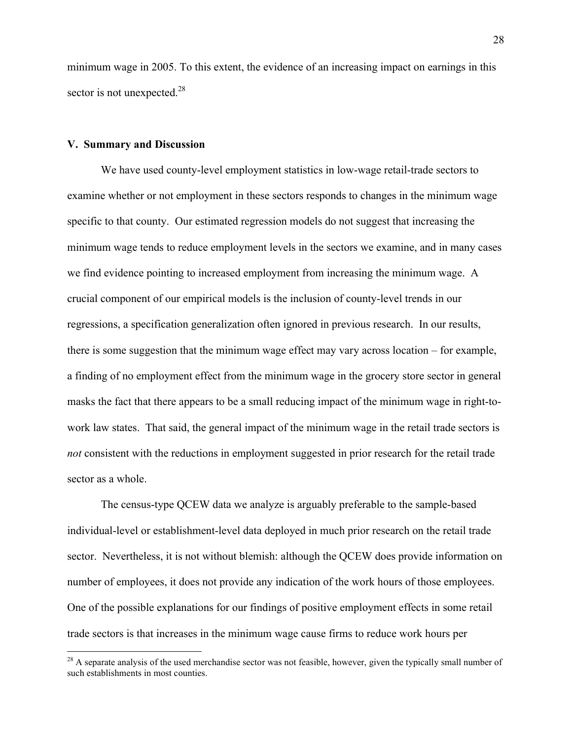minimum wage in 2005. To this extent, the evidence of an increasing impact on earnings in this sector is not unexpected.[28]

## V. Summary and Discussion

We have used county-level employment statistics in low-wage retail-trade sectors to examine whether or not employment in these sectors responds to changes in the minimum wage specific to that county. Our estimated regression models do not suggest that increasing the minimum wage tends to reduce employment levels in the sectors we examine, and in many cases we find evidence pointing to increased employment from increasing the minimum wage. A crucial component of our empirical models is the inclusion of county-level trends in our regressions, a specification generalization often ignored in previous research. In our results, there is some suggestion that the minimum wage effect may vary across location – for example, a finding of no employment effect from the minimum wage in the grocery store sector in general masks the fact that there appears to be a small reducing impact of the minimum wage in right-to-work law states. That said, the general impact of the minimum wage in the retail trade sectors is *not* consistent with the reductions in employment suggested in prior research for the retail trade sector as a whole.

The census-type QCEW data we analyze is arguably preferable to the sample-based individual-level or establishment-level data deployed in much prior research on the retail trade sector. Nevertheless, it is not without blemish: although the QCEW does provide information on number of employees, it does not provide any indication of the work hours of those employees. One of the possible explanations for our findings of positive employment effects in some retail trade sectors is that increases in the minimum wage cause firms to reduce work hours per

[28] A separate analysis of the used merchandise sector was not feasible, however, given the typically small number of such establishments in most counties.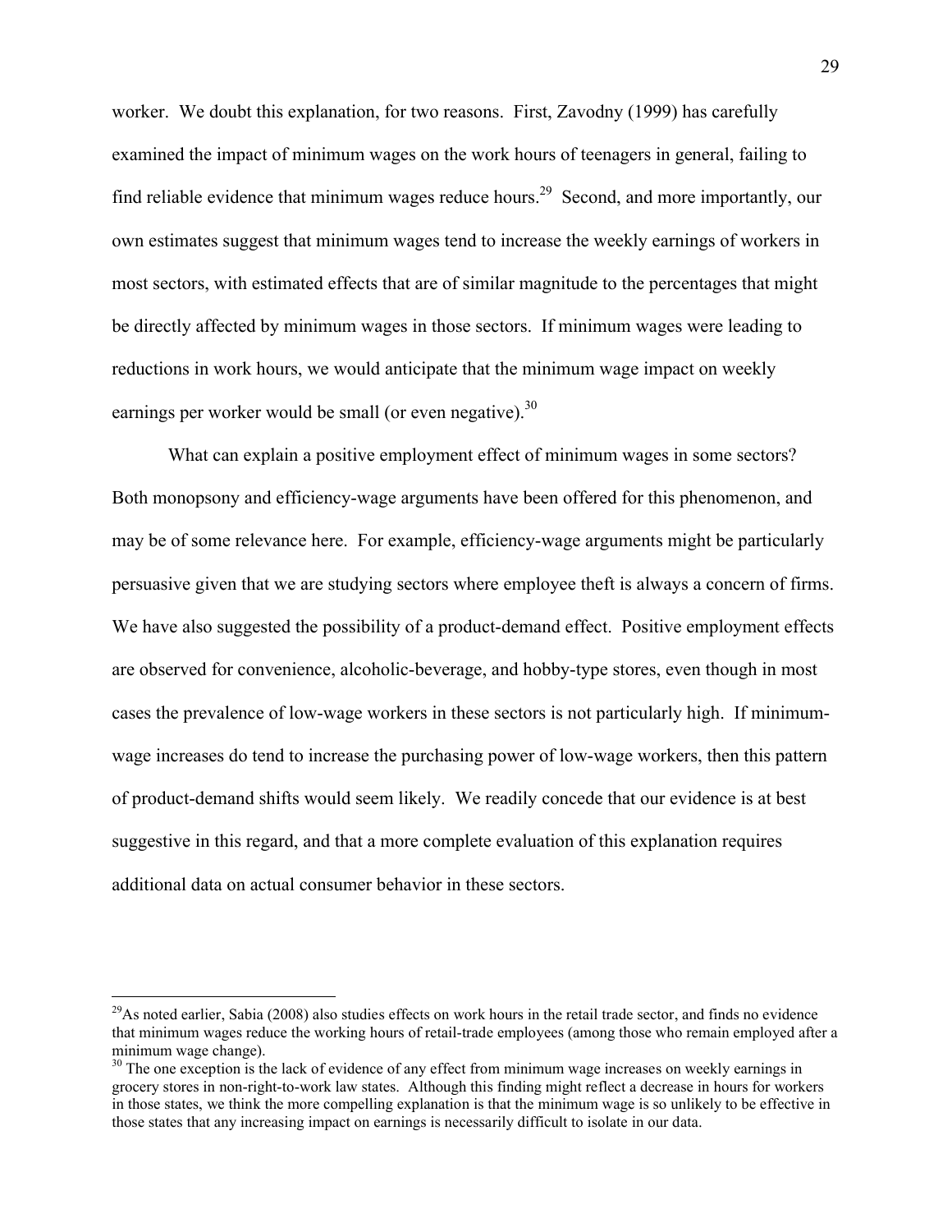worker. We doubt this explanation, for two reasons. First, Zavodny (1999) has carefully examined the impact of minimum wages on the work hours of teenagers in general, failing to find reliable evidence that minimum wages reduce hours.[29] Second, and more importantly, our own estimates suggest that minimum wages tend to increase the weekly earnings of workers in most sectors, with estimated effects that are of similar magnitude to the percentages that might be directly affected by minimum wages in those sectors. If minimum wages were leading to reductions in work hours, we would anticipate that the minimum wage impact on weekly earnings per worker would be small (or even negative).[30]

What can explain a positive employment effect of minimum wages in some sectors? Both monopsony and efficiency-wage arguments have been offered for this phenomenon, and may be of some relevance here. For example, efficiency-wage arguments might be particularly persuasive given that we are studying sectors where employee theft is always a concern of firms. We have also suggested the possibility of a product-demand effect. Positive employment effects are observed for convenience, alcoholic-beverage, and hobby-type stores, even though in most cases the prevalence of low-wage workers in these sectors is not particularly high. If minimum-wage increases do tend to increase the purchasing power of low-wage workers, then this pattern of product-demand shifts would seem likely. We readily concede that our evidence is at best suggestive in this regard, and that a more complete evaluation of this explanation requires additional data on actual consumer behavior in these sectors.

---

[29] As noted earlier, Sabia (2008) also studies effects on work hours in the retail trade sector, and finds no evidence that minimum wages reduce the working hours of retail-trade employees (among those who remain employed after a minimum wage change).

[30] The one exception is the lack of evidence of any effect from minimum wage increases on weekly earnings in grocery stores in non-right-to-work law states. Although this finding might reflect a decrease in hours for workers in those states, we think the more compelling explanation is that the minimum wage is so unlikely to be effective in those states that any increasing impact on earnings is necessarily difficult to isolate in our data.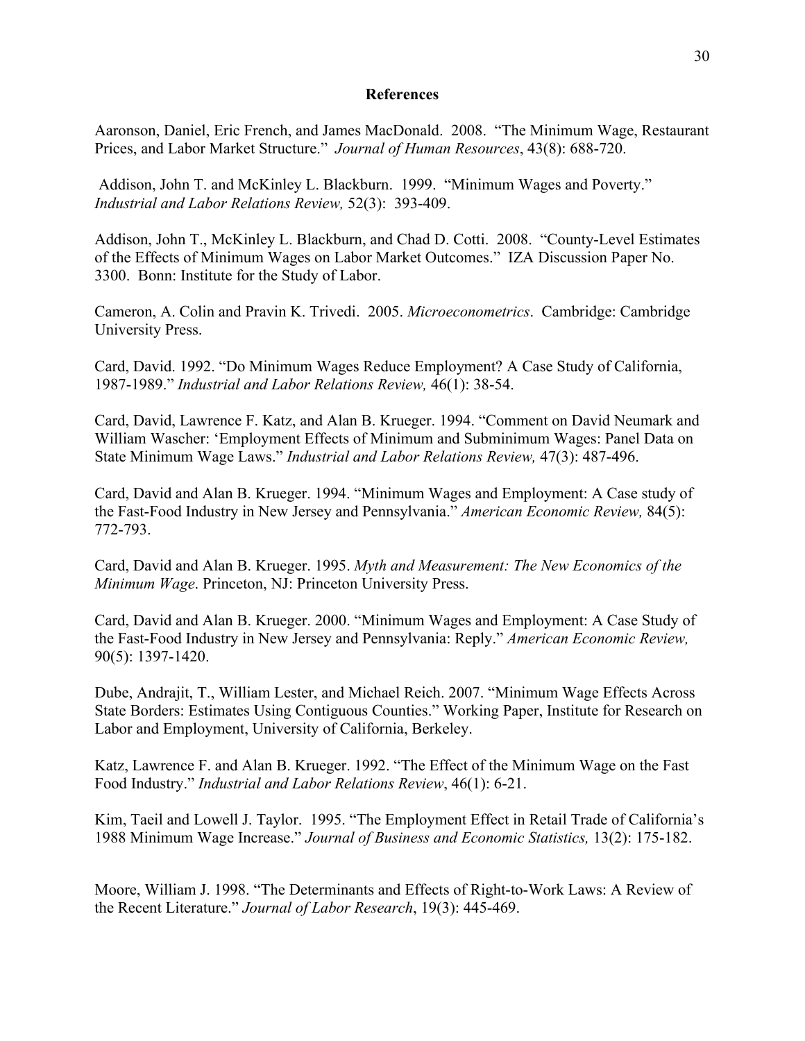## References

Aaronson, Daniel, Eric French, and James MacDonald. 2008. "The Minimum Wage, Restaurant Prices, and Labor Market Structure." *Journal of Human Resources*, 43(8): 688-720.

Addison, John T. and McKinley L. Blackburn. 1999. "Minimum Wages and Poverty." *Industrial and Labor Relations Review,* 52(3): 393-409.

Addison, John T., McKinley L. Blackburn, and Chad D. Cotti. 2008. "County-Level Estimates of the Effects of Minimum Wages on Labor Market Outcomes." IZA Discussion Paper No. 3300. Bonn: Institute for the Study of Labor.

Cameron, A. Colin and Pravin K. Trivedi. 2005. *Microeconometrics*. Cambridge: Cambridge University Press.

Card, David. 1992. "Do Minimum Wages Reduce Employment? A Case Study of California, 1987-1989." *Industrial and Labor Relations Review,* 46(1): 38-54.

Card, David, Lawrence F. Katz, and Alan B. Krueger. 1994. "Comment on David Neumark and William Wascher: 'Employment Effects of Minimum and Subminimum Wages: Panel Data on State Minimum Wage Laws." *Industrial and Labor Relations Review,* 47(3): 487-496.

Card, David and Alan B. Krueger. 1994. "Minimum Wages and Employment: A Case study of the Fast-Food Industry in New Jersey and Pennsylvania." *American Economic Review,* 84(5): 772-793.

Card, David and Alan B. Krueger. 1995. *Myth and Measurement: The New Economics of the Minimum Wage*. Princeton, NJ: Princeton University Press.

Card, David and Alan B. Krueger. 2000. "Minimum Wages and Employment: A Case Study of the Fast-Food Industry in New Jersey and Pennsylvania: Reply." *American Economic Review,* 90(5): 1397-1420.

Dube, Andrajit, T., William Lester, and Michael Reich. 2007. "Minimum Wage Effects Across State Borders: Estimates Using Contiguous Counties." Working Paper, Institute for Research on Labor and Employment, University of California, Berkeley.

Katz, Lawrence F. and Alan B. Krueger. 1992. "The Effect of the Minimum Wage on the Fast Food Industry." *Industrial and Labor Relations Review*, 46(1): 6-21.

Kim, Taeil and Lowell J. Taylor. 1995. "The Employment Effect in Retail Trade of California's 1988 Minimum Wage Increase." *Journal of Business and Economic Statistics,* 13(2): 175-182.

Moore, William J. 1998. "The Determinants and Effects of Right-to-Work Laws: A Review of the Recent Literature." *Journal of Labor Research*, 19(3): 445-469.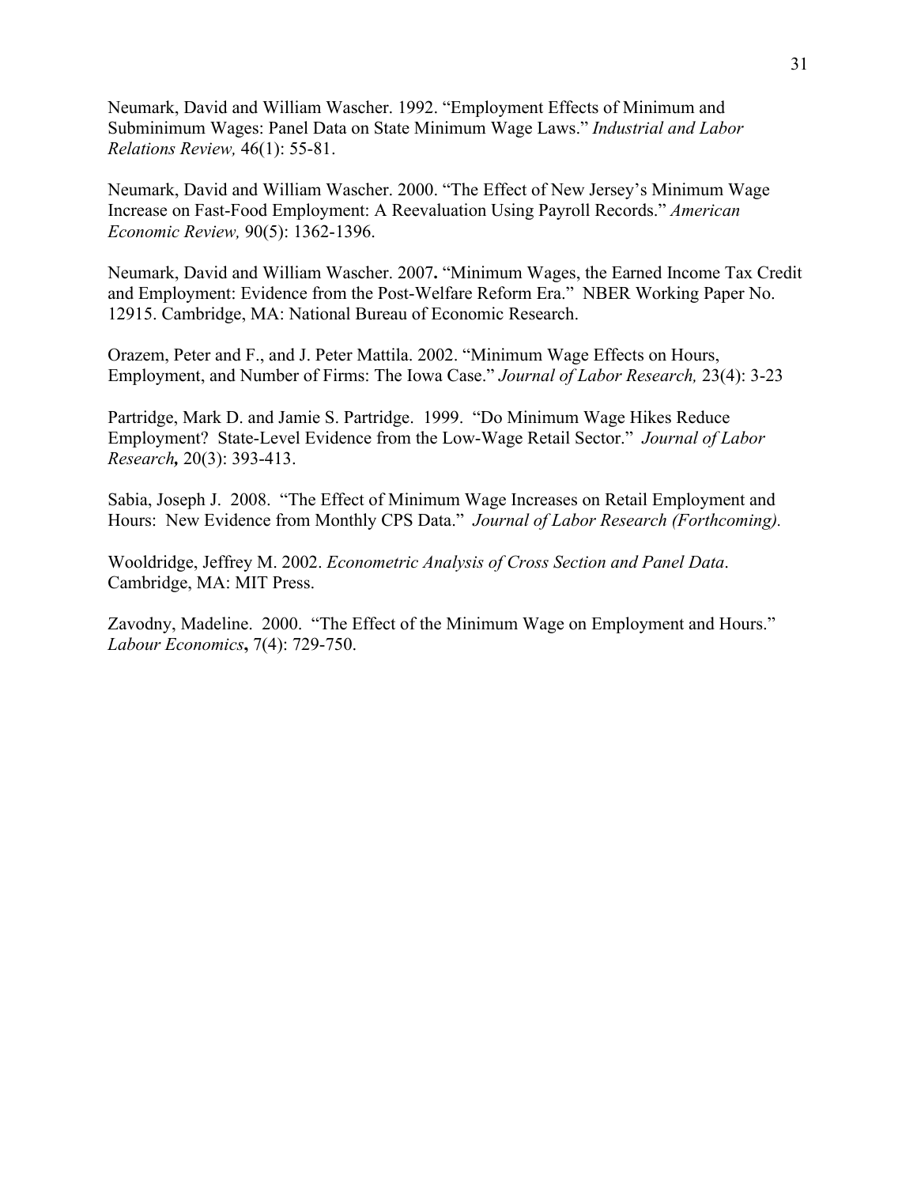Neumark, David and William Wascher. 1992. "Employment Effects of Minimum and Subminimum Wages: Panel Data on State Minimum Wage Laws." *Industrial and Labor Relations Review,* 46(1): 55-81.

Neumark, David and William Wascher. 2000. "The Effect of New Jersey's Minimum Wage Increase on Fast-Food Employment: A Reevaluation Using Payroll Records." *American Economic Review,* 90(5): 1362-1396.

Neumark, David and William Wascher. 2007**.** "Minimum Wages, the Earned Income Tax Credit and Employment: Evidence from the Post-Welfare Reform Era." NBER Working Paper No. 12915. Cambridge, MA: National Bureau of Economic Research.

Orazem, Peter and F., and J. Peter Mattila. 2002. "Minimum Wage Effects on Hours, Employment, and Number of Firms: The Iowa Case." *Journal of Labor Research,* 23(4): 3-23

Partridge, Mark D. and Jamie S. Partridge. 1999. "Do Minimum Wage Hikes Reduce Employment? State-Level Evidence from the Low-Wage Retail Sector." *Journal of Labor Research,* 20(3): 393-413.

Sabia, Joseph J. 2008. "The Effect of Minimum Wage Increases on Retail Employment and Hours: New Evidence from Monthly CPS Data." *Journal of Labor Research (Forthcoming).*

Wooldridge, Jeffrey M. 2002. *Econometric Analysis of Cross Section and Panel Data*. Cambridge, MA: MIT Press.

Zavodny, Madeline. 2000. "The Effect of the Minimum Wage on Employment and Hours." *Labour Economics***,** 7(4): 729-750.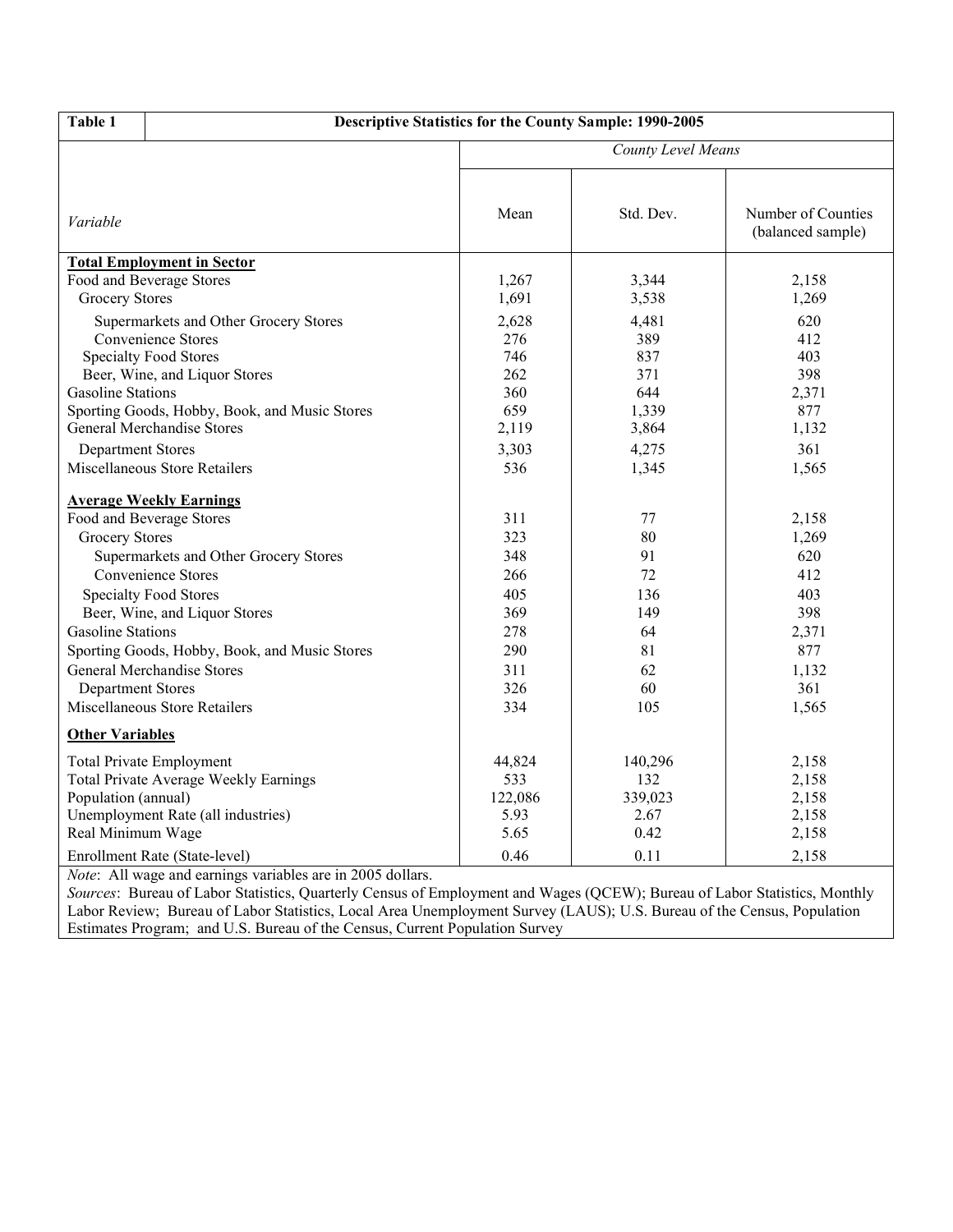| Table 1 | Descriptive Statistics for the County Sample: 1990-2005 | | |
|---|---|---|---|
| | *County Level Means* | | |
| *Variable* | Mean | Std. Dev. | Number of Counties (balanced sample) |
| **Total Employment in Sector** | | | |
| Food and Beverage Stores | 1,267 | 3,344 | 2,158 |
| Grocery Stores | 1,691 | 3,538 | 1,269 |
| Supermarkets and Other Grocery Stores | 2,628 | 4,481 | 620 |
| Convenience Stores | 276 | 389 | 412 |
| Specialty Food Stores | 746 | 837 | 403 |
| Beer, Wine, and Liquor Stores | 262 | 371 | 398 |
| Gasoline Stations | 360 | 644 | 2,371 |
| Sporting Goods, Hobby, Book, and Music Stores | 659 | 1,339 | 877 |
| General Merchandise Stores | 2,119 | 3,864 | 1,132 |
| Department Stores | 3,303 | 4,275 | 361 |
| Miscellaneous Store Retailers | 536 | 1,345 | 1,565 |
| **Average Weekly Earnings** | | | |
| Food and Beverage Stores | 311 | 77 | 2,158 |
| Grocery Stores | 323 | 80 | 1,269 |
| Supermarkets and Other Grocery Stores | 348 | 91 | 620 |
| Convenience Stores | 266 | 72 | 412 |
| Specialty Food Stores | 405 | 136 | 403 |
| Beer, Wine, and Liquor Stores | 369 | 149 | 398 |
| Gasoline Stations | 278 | 64 | 2,371 |
| Sporting Goods, Hobby, Book, and Music Stores | 290 | 81 | 877 |
| General Merchandise Stores | 311 | 62 | 1,132 |
| Department Stores | 326 | 60 | 361 |
| Miscellaneous Store Retailers | 334 | 105 | 1,565 |
| **Other Variables** | | | |
| Total Private Employment | 44,824 | 140,296 | 2,158 |
| Total Private Average Weekly Earnings | 533 | 132 | 2,158 |
| Population (annual) | 122,086 | 339,023 | 2,158 |
| Unemployment Rate (all industries) | 5.93 | 2.67 | 2,158 |
| Real Minimum Wage | 5.65 | 0.42 | 2,158 |
| Enrollment Rate (State-level) | 0.46 | 0.11 | 2,158 |

*Note*: All wage and earnings variables are in 2005 dollars.

*Sources*: Bureau of Labor Statistics, Quarterly Census of Employment and Wages (QCEW); Bureau of Labor Statistics, Monthly Labor Review; Bureau of Labor Statistics, Local Area Unemployment Survey (LAUS); U.S. Bureau of the Census, Population Estimates Program; and U.S. Bureau of the Census, Current Population Survey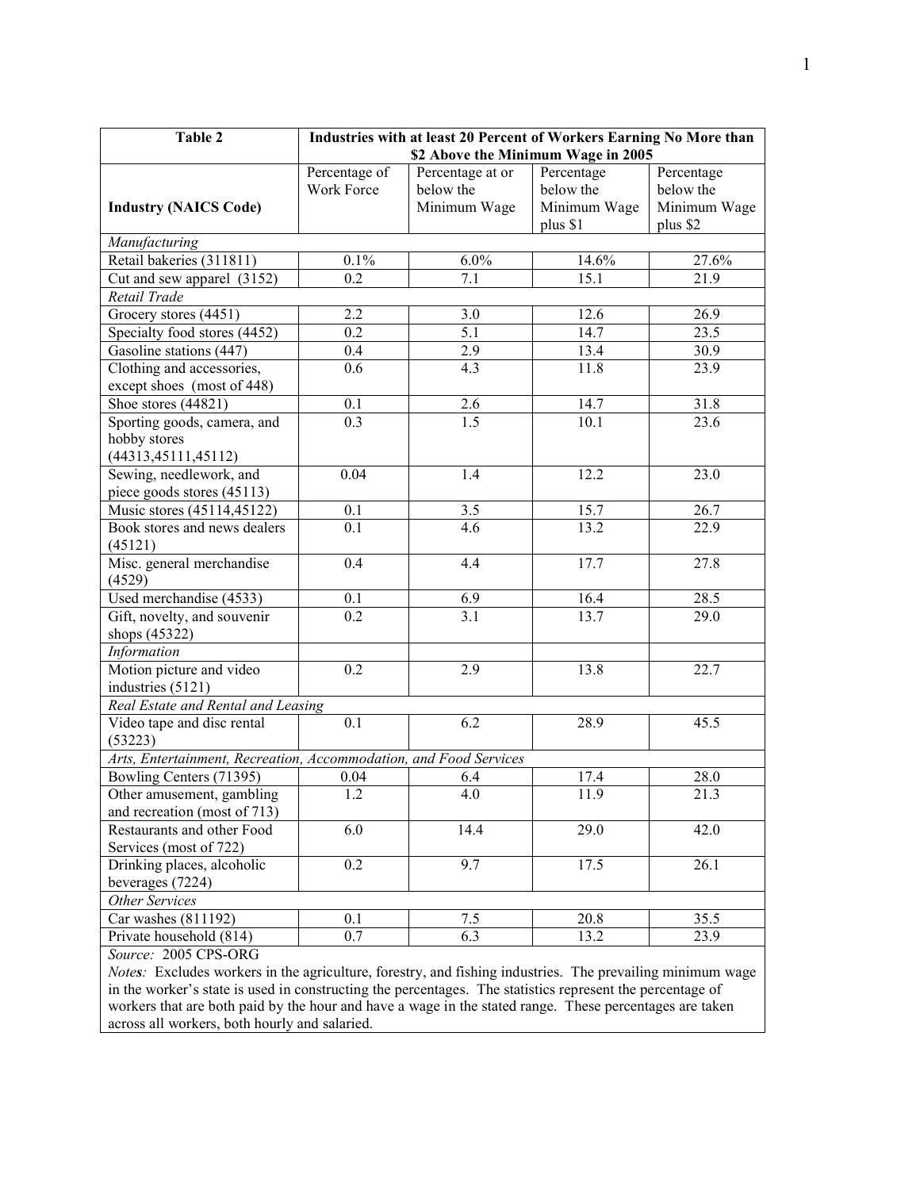| Table 2 | Industries with at least 20 Percent of Workers Earning No More than $2 Above the Minimum Wage in 2005 | | | |
|---|---|---|---|---|
| **Industry (NAICS Code)** | Percentage of Work Force | Percentage at or below the Minimum Wage | Percentage below the Minimum Wage plus $1 | Percentage below the Minimum Wage plus $2 |
| *Manufacturing* | | | | |
| Retail bakeries (311811) | 0.1% | 6.0% | 14.6% | 27.6% |
| Cut and sew apparel (3152) | 0.2 | 7.1 | 15.1 | 21.9 |
| *Retail Trade* | | | | |
| Grocery stores (4451) | 2.2 | 3.0 | 12.6 | 26.9 |
| Specialty food stores (4452) | 0.2 | 5.1 | 14.7 | 23.5 |
| Gasoline stations (447) | 0.4 | 2.9 | 13.4 | 30.9 |
| Clothing and accessories, except shoes (most of 448) | 0.6 | 4.3 | 11.8 | 23.9 |
| Shoe stores (44821) | 0.1 | 2.6 | 14.7 | 31.8 |
| Sporting goods, camera, and hobby stores (44313,45111,45112) | 0.3 | 1.5 | 10.1 | 23.6 |
| Sewing, needlework, and piece goods stores (45113) | 0.04 | 1.4 | 12.2 | 23.0 |
| Music stores (45114,45122) | 0.1 | 3.5 | 15.7 | 26.7 |
| Book stores and news dealers (45121) | 0.1 | 4.6 | 13.2 | 22.9 |
| Misc. general merchandise (4529) | 0.4 | 4.4 | 17.7 | 27.8 |
| Used merchandise (4533) | 0.1 | 6.9 | 16.4 | 28.5 |
| Gift, novelty, and souvenir shops (45322) | 0.2 | 3.1 | 13.7 | 29.0 |
| *Information* | | | | |
| Motion picture and video industries (5121) | 0.2 | 2.9 | 13.8 | 22.7 |
| *Real Estate and Rental and Leasing* | | | | |
| Video tape and disc rental (53223) | 0.1 | 6.2 | 28.9 | 45.5 |
| *Arts, Entertainment, Recreation, Accommodation, and Food Services* | | | | |
| Bowling Centers (71395) | 0.04 | 6.4 | 17.4 | 28.0 |
| Other amusement, gambling and recreation (most of 713) | 1.2 | 4.0 | 11.9 | 21.3 |
| Restaurants and other Food Services (most of 722) | 6.0 | 14.4 | 29.0 | 42.0 |
| Drinking places, alcoholic beverages (7224) | 0.2 | 9.7 | 17.5 | 26.1 |
| *Other Services* | | | | |
| Car washes (811192) | 0.1 | 7.5 | 20.8 | 35.5 |
| Private household (814) | 0.7 | 6.3 | 13.2 | 23.9 |

*Source:* 2005 CPS-ORG

*Notes:* Excludes workers in the agriculture, forestry, and fishing industries. The prevailing minimum wage in the worker's state is used in constructing the percentages. The statistics represent the percentage of workers that are both paid by the hour and have a wage in the stated range. These percentages are taken across all workers, both hourly and salaried.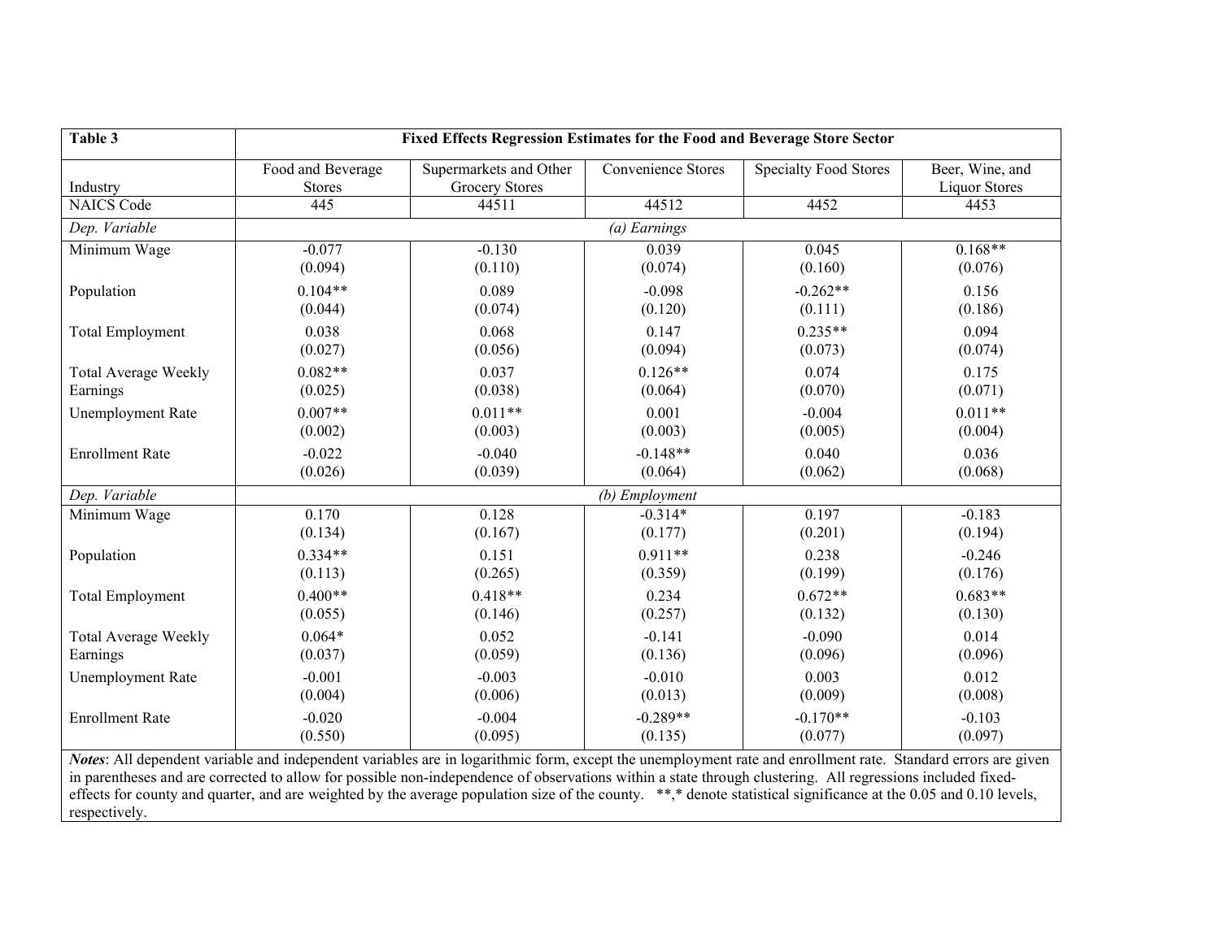| Table 3 | Fixed Effects Regression Estimates for the Food and Beverage Store Sector | | | | |
|---|---|---|---|---|---|
| Industry | Food and Beverage Stores | Supermarkets and Other Grocery Stores | Convenience Stores | Specialty Food Stores | Beer, Wine, and Liquor Stores |
| NAICS Code | 445 | 44511 | 44512 | 4452 | 4453 |
| *Dep. Variable* | *(a) Earnings* | | | | |
| Minimum Wage | -0.077 | -0.130 | 0.039 | 0.045 | 0.168** |
| | (0.094) | (0.110) | (0.074) | (0.160) | (0.076) |
| Population | 0.104** | 0.089 | -0.098 | -0.262** | 0.156 |
| | (0.044) | (0.074) | (0.120) | (0.111) | (0.186) |
| Total Employment | 0.038 | 0.068 | 0.147 | 0.235** | 0.094 |
| | (0.027) | (0.056) | (0.094) | (0.073) | (0.074) |
| Total Average Weekly Earnings | 0.082** | 0.037 | 0.126** | 0.074 | 0.175 |
| | (0.025) | (0.038) | (0.064) | (0.070) | (0.071) |
| Unemployment Rate | 0.007** | 0.011** | 0.001 | -0.004 | 0.011** |
| | (0.002) | (0.003) | (0.003) | (0.005) | (0.004) |
| Enrollment Rate | -0.022 | -0.040 | -0.148** | 0.040 | 0.036 |
| | (0.026) | (0.039) | (0.064) | (0.062) | (0.068) |
| *Dep. Variable* | *(b) Employment* | | | | |
| Minimum Wage | 0.170 | 0.128 | -0.314* | 0.197 | -0.183 |
| | (0.134) | (0.167) | (0.177) | (0.201) | (0.194) |
| Population | 0.334** | 0.151 | 0.911** | 0.238 | -0.246 |
| | (0.113) | (0.265) | (0.359) | (0.199) | (0.176) |
| Total Employment | 0.400** | 0.418** | 0.234 | 0.672** | 0.683** |
| | (0.055) | (0.146) | (0.257) | (0.132) | (0.130) |
| Total Average Weekly Earnings | 0.064* | 0.052 | -0.141 | -0.090 | 0.014 |
| | (0.037) | (0.059) | (0.136) | (0.096) | (0.096) |
| Unemployment Rate | -0.001 | -0.003 | -0.010 | 0.003 | 0.012 |
| | (0.004) | (0.006) | (0.013) | (0.009) | (0.008) |
| Enrollment Rate | -0.020 | -0.004 | -0.289** | -0.170** | -0.103 |
| | (0.550) | (0.095) | (0.135) | (0.077) | (0.097) |

***Notes***: All dependent variable and independent variables are in logarithmic form, except the unemployment rate and enrollment rate. Standard errors are given in parentheses and are corrected to allow for possible non-independence of observations within a state through clustering. All regressions included fixed-effects for county and quarter, and are weighted by the average population size of the county. **,* denote statistical significance at the 0.05 and 0.10 levels, respectively.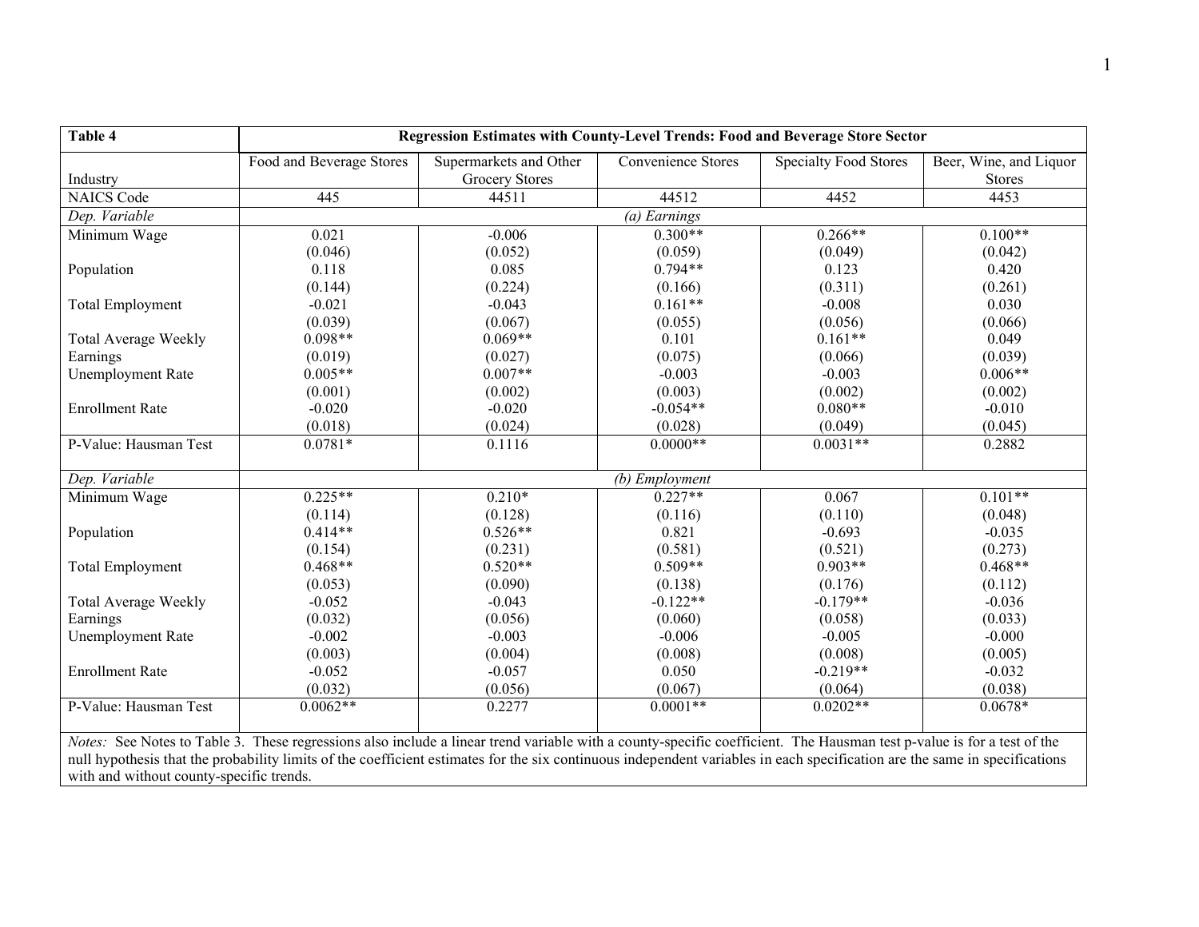| Table 4 | Regression Estimates with County-Level Trends: Food and Beverage Store Sector | | | | |
|---|---|---|---|---|---|
| Industry | Food and Beverage Stores | Supermarkets and Other Grocery Stores | Convenience Stores | Specialty Food Stores | Beer, Wine, and Liquor Stores |
| NAICS Code | 445 | 44511 | 44512 | 4452 | 4453 |
| *Dep. Variable* | *(a) Earnings* | | | | |
| Minimum Wage | 0.021 | -0.006 | 0.300** | 0.266** | 0.100** |
| | (0.046) | (0.052) | (0.059) | (0.049) | (0.042) |
| Population | 0.118 | 0.085 | 0.794** | 0.123 | 0.420 |
| | (0.144) | (0.224) | (0.166) | (0.311) | (0.261) |
| Total Employment | -0.021 | -0.043 | 0.161** | -0.008 | 0.030 |
| | (0.039) | (0.067) | (0.055) | (0.056) | (0.066) |
| Total Average Weekly Earnings | 0.098** | 0.069** | 0.101 | 0.161** | 0.049 |
| | (0.019) | (0.027) | (0.075) | (0.066) | (0.039) |
| Unemployment Rate | 0.005** | 0.007** | -0.003 | -0.003 | 0.006** |
| | (0.001) | (0.002) | (0.003) | (0.002) | (0.002) |
| Enrollment Rate | -0.020 | -0.020 | -0.054** | 0.080** | -0.010 |
| | (0.018) | (0.024) | (0.028) | (0.049) | (0.045) |
| P-Value: Hausman Test | 0.0781* | 0.1116 | 0.0000** | 0.0031** | 0.2882 |
| *Dep. Variable* | *(b) Employment* | | | | |
| Minimum Wage | 0.225** | 0.210* | 0.227** | 0.067 | 0.101** |
| | (0.114) | (0.128) | (0.116) | (0.110) | (0.048) |
| Population | 0.414** | 0.526** | 0.821 | -0.693 | -0.035 |
| | (0.154) | (0.231) | (0.581) | (0.521) | (0.273) |
| Total Employment | 0.468** | 0.520** | 0.509** | 0.903** | 0.468** |
| | (0.053) | (0.090) | (0.138) | (0.176) | (0.112) |
| Total Average Weekly Earnings | -0.052 | -0.043 | -0.122** | -0.179** | -0.036 |
| | (0.032) | (0.056) | (0.060) | (0.058) | (0.033) |
| Unemployment Rate | -0.002 | -0.003 | -0.006 | -0.005 | -0.000 |
| | (0.003) | (0.004) | (0.008) | (0.008) | (0.005) |
| Enrollment Rate | -0.052 | -0.057 | 0.050 | -0.219** | -0.032 |
| | (0.032) | (0.056) | (0.067) | (0.064) | (0.038) |
| P-Value: Hausman Test | 0.0062** | 0.2277 | 0.0001** | 0.0202** | 0.0678* |

*Notes:* See Notes to Table 3. These regressions also include a linear trend variable with a county-specific coefficient. The Hausman test p-value is for a test of the null hypothesis that the probability limits of the coefficient estimates for the six continuous independent variables in each specification are the same in specifications with and without county-specific trends.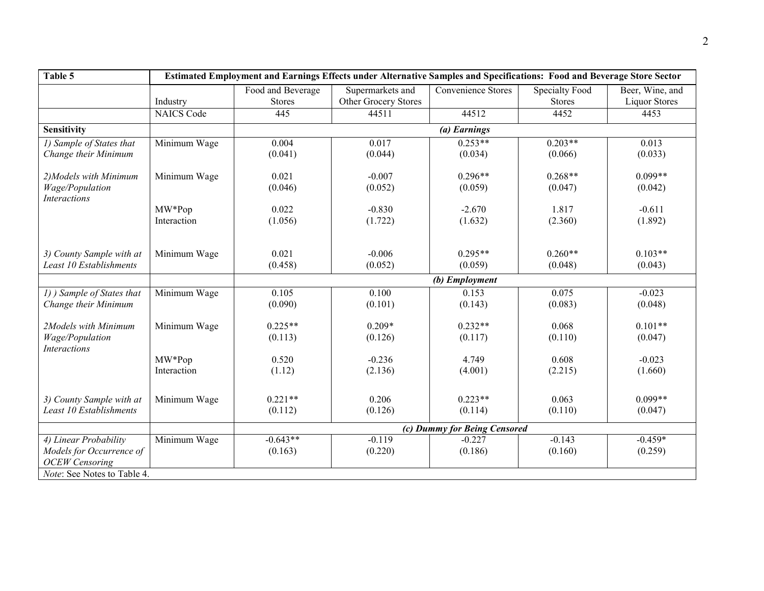| Table 5 | Estimated Employment and Earnings Effects under Alternative Samples and Specifications: Food and Beverage Store Sector | | | | | |
|---|---|---|---|---|---|---|
| | Industry | Food and Beverage Stores | Supermarkets and Other Grocery Stores | Convenience Stores | Specialty Food Stores | Beer, Wine, and Liquor Stores |
| | NAICS Code | 445 | 44511 | 44512 | 4452 | 4453 |
| **Sensitivity** | | | | *(a) Earnings* | | |
| *1) Sample of States that Change their Minimum* | Minimum Wage | 0.004<br>(0.041) | 0.017<br>(0.044) | 0.253**<br>(0.034) | 0.203**<br>(0.066) | 0.013<br>(0.033) |
| *2)Models with Minimum Wage/Population Interactions* | Minimum Wage | 0.021<br>(0.046) | -0.007<br>(0.052) | 0.296**<br>(0.059) | 0.268**<br>(0.047) | 0.099**<br>(0.042) |
| | MW*Pop Interaction | 0.022<br>(1.056) | -0.830<br>(1.722) | -2.670<br>(1.632) | 1.817<br>(2.360) | -0.611<br>(1.892) |
| *3) County Sample with at Least 10 Establishments* | Minimum Wage | 0.021<br>(0.458) | -0.006<br>(0.052) | 0.295**<br>(0.059) | 0.260**<br>(0.048) | 0.103**<br>(0.043) |
| | | | | *(b) Employment* | | |
| *1) ) Sample of States that Change their Minimum* | Minimum Wage | 0.105<br>(0.090) | 0.100<br>(0.101) | 0.153<br>(0.143) | 0.075<br>(0.083) | -0.023<br>(0.048) |
| *2Models with Minimum Wage/Population Interactions* | Minimum Wage | 0.225**<br>(0.113) | 0.209*<br>(0.126) | 0.232**<br>(0.117) | 0.068<br>(0.110) | 0.101**<br>(0.047) |
| | MW*Pop Interaction | 0.520<br>(1.12) | -0.236<br>(2.136) | 4.749<br>(4.001) | 0.608<br>(2.215) | -0.023<br>(1.660) |
| *3) County Sample with at Least 10 Establishments* | Minimum Wage | 0.221**<br>(0.112) | 0.206<br>(0.126) | 0.223**<br>(0.114) | 0.063<br>(0.110) | 0.099**<br>(0.047) |
| | | | | *(c) Dummy for Being Censored* | | |
| *4) Linear Probability Models for Occurrence of OCEW Censoring* | Minimum Wage | -0.643**<br>(0.163) | -0.119<br>(0.220) | -0.227<br>(0.186) | -0.143<br>(0.160) | -0.459*<br>(0.259) |

*Note*: See Notes to Table 4.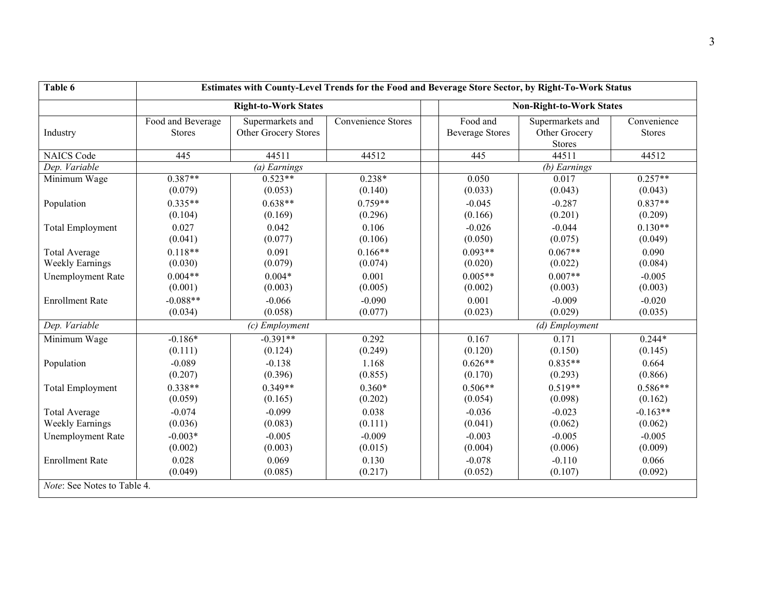| Table 6 | Estimates with County-Level Trends for the Food and Beverage Store Sector, by Right-To-Work Status | | | | | |
|---|---|---|---|---|---|---|
| | **Right-to-Work States** | | | **Non-Right-to-Work States** | | |
| Industry | Food and Beverage Stores | Supermarkets and Other Grocery Stores | Convenience Stores | Food and Beverage Stores | Supermarkets and Other Grocery Stores | Convenience Stores |
| NAICS Code | 445 | 44511 | 44512 | 445 | 44511 | 44512 |
| *Dep. Variable* | | *(a) Earnings* | | | *(b) Earnings* | |
| Minimum Wage | 0.387** | 0.523** | 0.238* | 0.050 | 0.017 | 0.257** |
| | (0.079) | (0.053) | (0.140) | (0.033) | (0.043) | (0.043) |
| Population | 0.335** | 0.638** | 0.759** | -0.045 | -0.287 | 0.837** |
| | (0.104) | (0.169) | (0.296) | (0.166) | (0.201) | (0.209) |
| Total Employment | 0.027 | 0.042 | 0.106 | -0.026 | -0.044 | 0.130** |
| | (0.041) | (0.077) | (0.106) | (0.050) | (0.075) | (0.049) |
| Total Average Weekly Earnings | 0.118** | 0.091 | 0.166** | 0.093** | 0.067** | 0.090 |
| | (0.030) | (0.079) | (0.074) | (0.020) | (0.022) | (0.084) |
| Unemployment Rate | 0.004** | 0.004* | 0.001 | 0.005** | 0.007** | -0.005 |
| | (0.001) | (0.003) | (0.005) | (0.002) | (0.003) | (0.003) |
| Enrollment Rate | -0.088** | -0.066 | -0.090 | 0.001 | -0.009 | -0.020 |
| | (0.034) | (0.058) | (0.077) | (0.023) | (0.029) | (0.035) |
| *Dep. Variable* | | *(c) Employment* | | | *(d) Employment* | |
| Minimum Wage | -0.186* | -0.391** | 0.292 | 0.167 | 0.171 | 0.244* |
| | (0.111) | (0.124) | (0.249) | (0.120) | (0.150) | (0.145) |
| Population | -0.089 | -0.138 | 1.168 | 0.626** | 0.835** | 0.664 |
| | (0.207) | (0.396) | (0.855) | (0.170) | (0.293) | (0.866) |
| Total Employment | 0.338** | 0.349** | 0.360* | 0.506** | 0.519** | 0.586** |
| | (0.059) | (0.165) | (0.202) | (0.054) | (0.098) | (0.162) |
| Total Average Weekly Earnings | -0.074 | -0.099 | 0.038 | -0.036 | -0.023 | -0.163** |
| | (0.036) | (0.083) | (0.111) | (0.041) | (0.062) | (0.062) |
| Unemployment Rate | -0.003* | -0.005 | -0.009 | -0.003 | -0.005 | -0.005 |
| | (0.002) | (0.003) | (0.015) | (0.004) | (0.006) | (0.009) |
| Enrollment Rate | 0.028 | 0.069 | 0.130 | -0.078 | -0.110 | 0.066 |
| | (0.049) | (0.085) | (0.217) | (0.052) | (0.107) | (0.092) |

*Note*: See Notes to Table 4.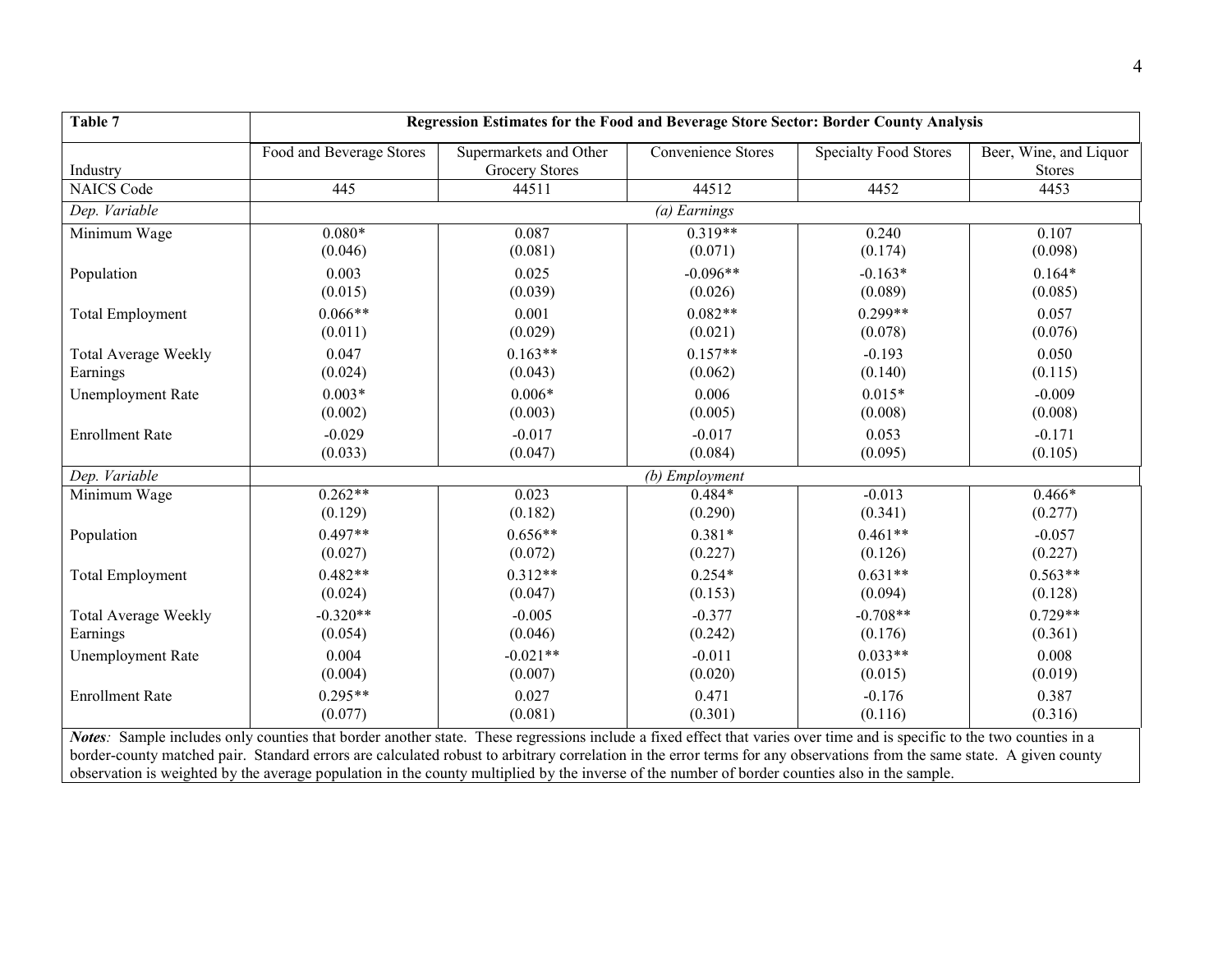| Table 7 | Regression Estimates for the Food and Beverage Store Sector: Border County Analysis | | | | |
|---|---|---|---|---|---|
| Industry | Food and Beverage Stores | Supermarkets and Other Grocery Stores | Convenience Stores | Specialty Food Stores | Beer, Wine, and Liquor Stores |
| NAICS Code | 445 | 44511 | 44512 | 4452 | 4453 |
| *Dep. Variable* | | | *(a) Earnings* | | |
| Minimum Wage | 0.080* | 0.087 | 0.319** | 0.240 | 0.107 |
| | (0.046) | (0.081) | (0.071) | (0.174) | (0.098) |
| Population | 0.003 | 0.025 | -0.096** | -0.163* | 0.164* |
| | (0.015) | (0.039) | (0.026) | (0.089) | (0.085) |
| Total Employment | 0.066** | 0.001 | 0.082** | 0.299** | 0.057 |
| | (0.011) | (0.029) | (0.021) | (0.078) | (0.076) |
| Total Average Weekly Earnings | 0.047 | 0.163** | 0.157** | -0.193 | 0.050 |
| | (0.024) | (0.043) | (0.062) | (0.140) | (0.115) |
| Unemployment Rate | 0.003* | 0.006* | 0.006 | 0.015* | -0.009 |
| | (0.002) | (0.003) | (0.005) | (0.008) | (0.008) |
| Enrollment Rate | -0.029 | -0.017 | -0.017 | 0.053 | -0.171 |
| | (0.033) | (0.047) | (0.084) | (0.095) | (0.105) |
| *Dep. Variable* | | | *(b) Employment* | | |
| Minimum Wage | 0.262** | 0.023 | 0.484* | -0.013 | 0.466* |
| | (0.129) | (0.182) | (0.290) | (0.341) | (0.277) |
| Population | 0.497** | 0.656** | 0.381* | 0.461** | -0.057 |
| | (0.027) | (0.072) | (0.227) | (0.126) | (0.227) |
| Total Employment | 0.482** | 0.312** | 0.254* | 0.631** | 0.563** |
| | (0.024) | (0.047) | (0.153) | (0.094) | (0.128) |
| Total Average Weekly Earnings | -0.320** | -0.005 | -0.377 | -0.708** | 0.729** |
| | (0.054) | (0.046) | (0.242) | (0.176) | (0.361) |
| Unemployment Rate | 0.004 | -0.021** | -0.011 | 0.033** | 0.008 |
| | (0.004) | (0.007) | (0.020) | (0.015) | (0.019) |
| Enrollment Rate | 0.295** | 0.027 | 0.471 | -0.176 | 0.387 |
| | (0.077) | (0.081) | (0.301) | (0.116) | (0.316) |

***Notes**:* Sample includes only counties that border another state. These regressions include a fixed effect that varies over time and is specific to the two counties in a border-county matched pair. Standard errors are calculated robust to arbitrary correlation in the error terms for any observations from the same state. A given county observation is weighted by the average population in the county multiplied by the inverse of the number of border counties also in the sample.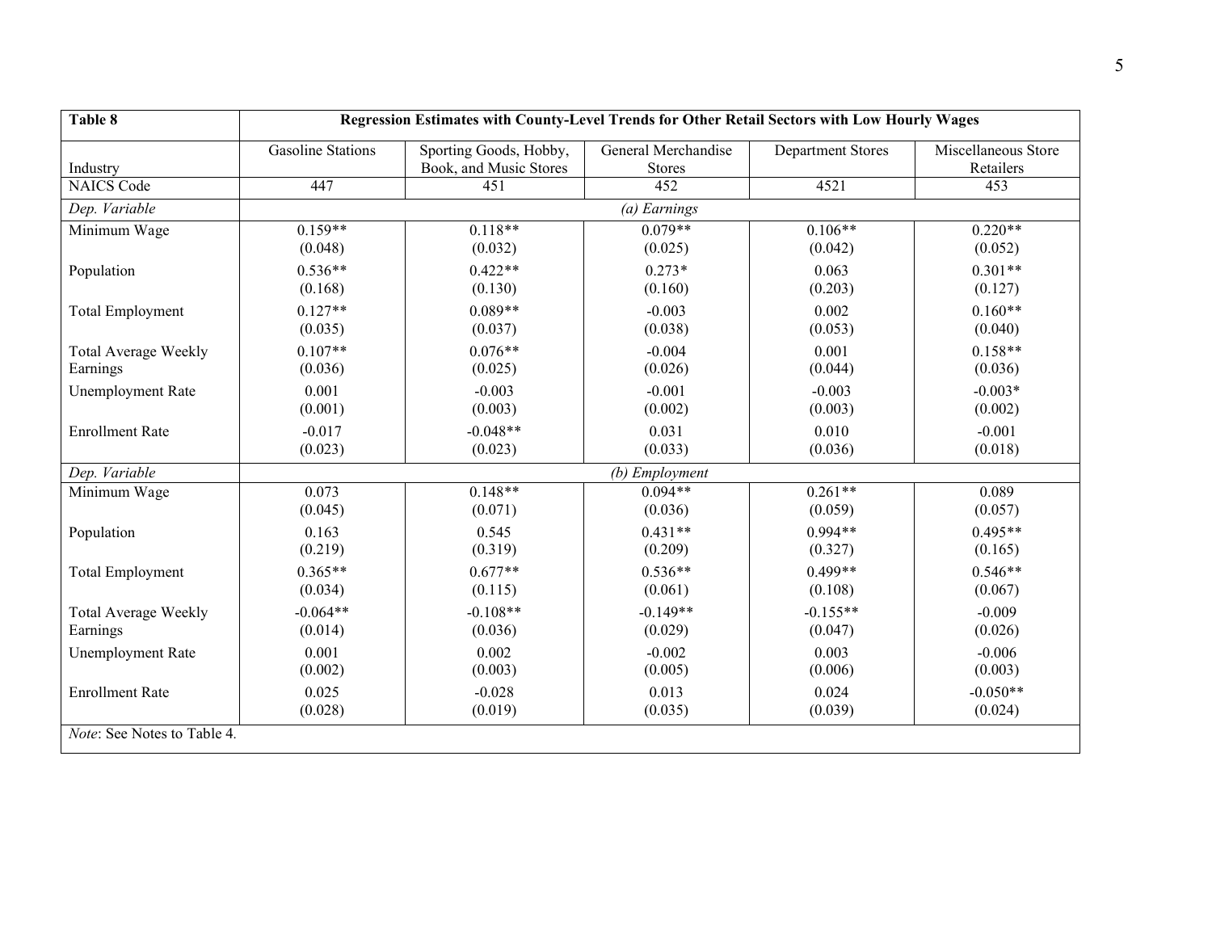| Table 8 | Regression Estimates with County-Level Trends for Other Retail Sectors with Low Hourly Wages | | | | |
|---|---|---|---|---|---|
| Industry | Gasoline Stations | Sporting Goods, Hobby, Book, and Music Stores | General Merchandise Stores | Department Stores | Miscellaneous Store Retailers |
| NAICS Code | 447 | 451 | 452 | 4521 | 453 |
| *Dep. Variable* | *(a) Earnings* | | | | |
| Minimum Wage | 0.159** | 0.118** | 0.079** | 0.106** | 0.220** |
| | (0.048) | (0.032) | (0.025) | (0.042) | (0.052) |
| Population | 0.536** | 0.422** | 0.273* | 0.063 | 0.301** |
| | (0.168) | (0.130) | (0.160) | (0.203) | (0.127) |
| Total Employment | 0.127** | 0.089** | -0.003 | 0.002 | 0.160** |
| | (0.035) | (0.037) | (0.038) | (0.053) | (0.040) |
| Total Average Weekly Earnings | 0.107** | 0.076** | -0.004 | 0.001 | 0.158** |
| | (0.036) | (0.025) | (0.026) | (0.044) | (0.036) |
| Unemployment Rate | 0.001 | -0.003 | -0.001 | -0.003 | -0.003* |
| | (0.001) | (0.003) | (0.002) | (0.003) | (0.002) |
| Enrollment Rate | -0.017 | -0.048** | 0.031 | 0.010 | -0.001 |
| | (0.023) | (0.023) | (0.033) | (0.036) | (0.018) |
| *Dep. Variable* | *(b) Employment* | | | | |
| Minimum Wage | 0.073 | 0.148** | 0.094** | 0.261** | 0.089 |
| | (0.045) | (0.071) | (0.036) | (0.059) | (0.057) |
| Population | 0.163 | 0.545 | 0.431** | 0.994** | 0.495** |
| | (0.219) | (0.319) | (0.209) | (0.327) | (0.165) |
| Total Employment | 0.365** | 0.677** | 0.536** | 0.499** | 0.546** |
| | (0.034) | (0.115) | (0.061) | (0.108) | (0.067) |
| Total Average Weekly Earnings | -0.064** | -0.108** | -0.149** | -0.155** | -0.009 |
| | (0.014) | (0.036) | (0.029) | (0.047) | (0.026) |
| Unemployment Rate | 0.001 | 0.002 | -0.002 | 0.003 | -0.006 |
| | (0.002) | (0.003) | (0.005) | (0.006) | (0.003) |
| Enrollment Rate | 0.025 | -0.028 | 0.013 | 0.024 | -0.050** |
| | (0.028) | (0.019) | (0.035) | (0.039) | (0.024) |

*Note*: See Notes to Table 4.